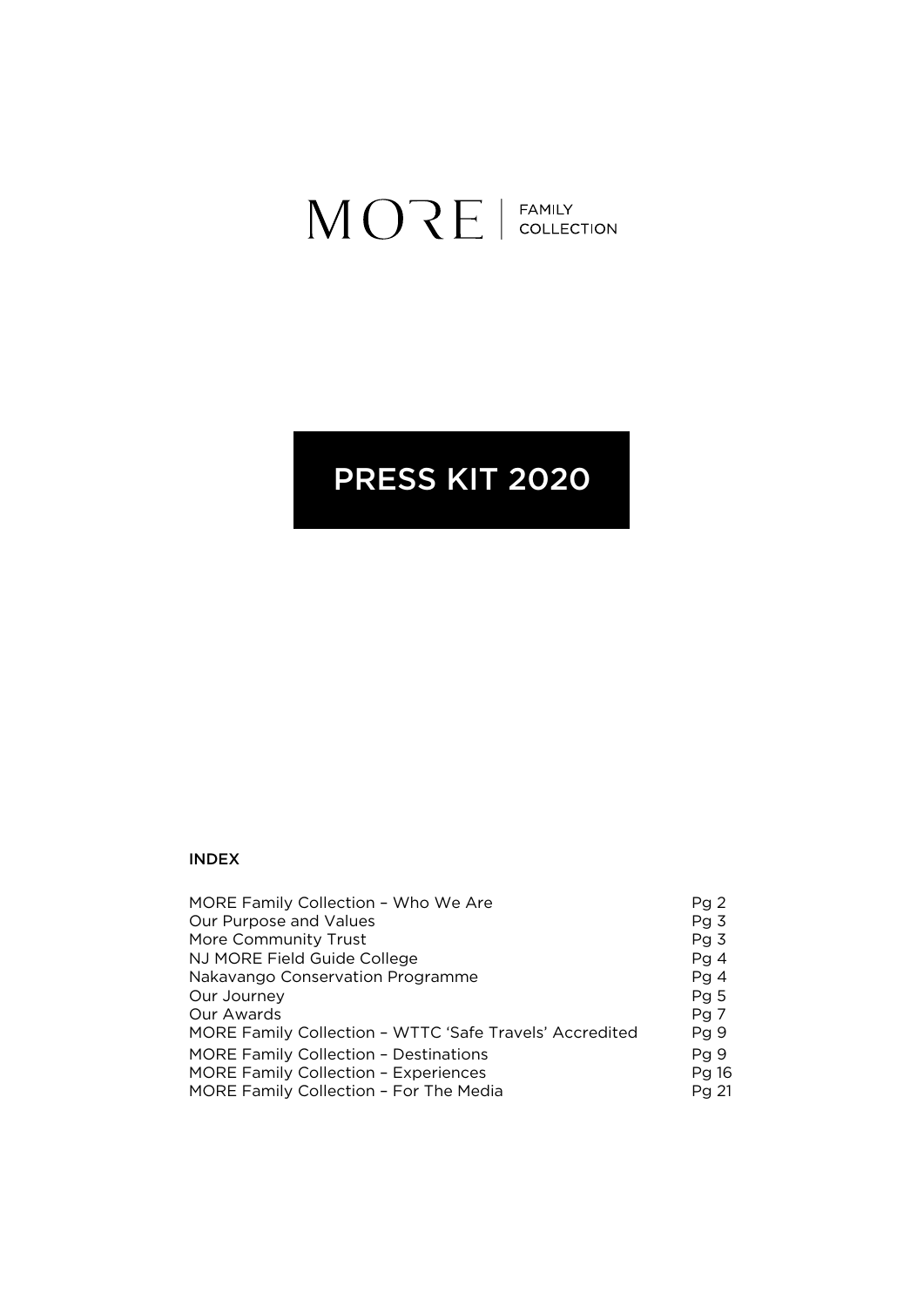# MORE | FAMILY COLLECTION

## PRESS KIT 2020

**INDEX**

| | |
|---|---|
| MORE Family Collection – Who We Are | Pg 2 |
| Our Purpose and Values | Pg 3 |
| More Community Trust | Pg 3 |
| NJ MORE Field Guide College | Pg 4 |
| Nakavango Conservation Programme | Pg 4 |
| Our Journey | Pg 5 |
| Our Awards | Pg 7 |
| MORE Family Collection – WTTC 'Safe Travels' Accredited | Pg 9 |
| MORE Family Collection – Destinations | Pg 9 |
| MORE Family Collection – Experiences | Pg 16 |
| MORE Family Collection – For The Media | Pg 21 |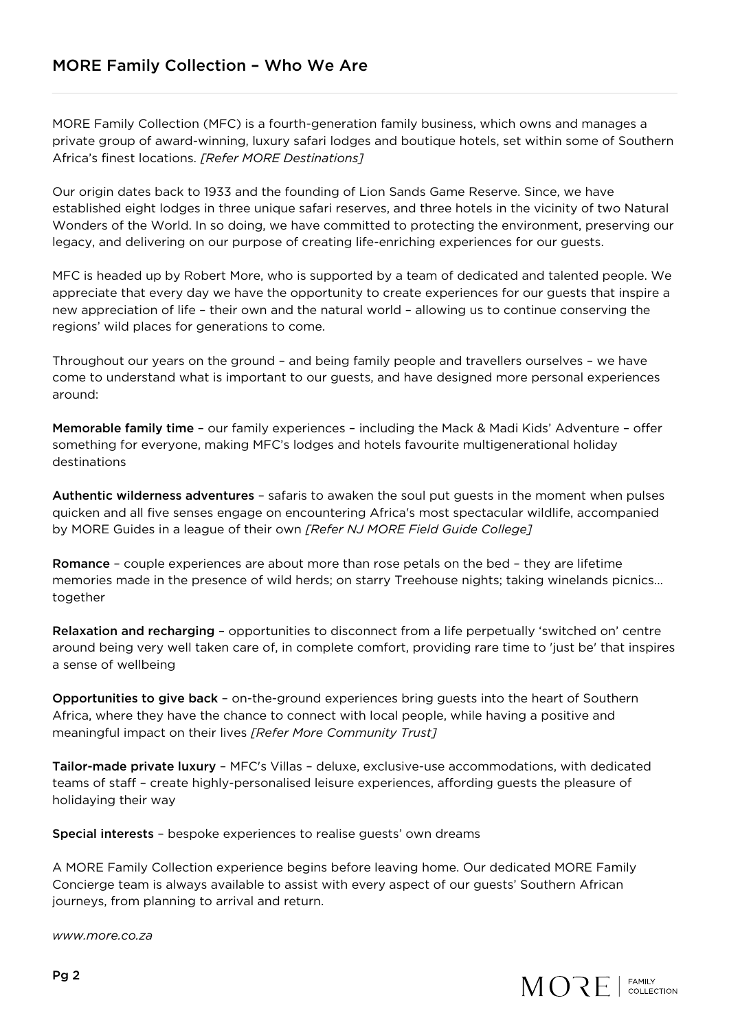## MORE Family Collection – Who We Are

MORE Family Collection (MFC) is a fourth-generation family business, which owns and manages a private group of award-winning, luxury safari lodges and boutique hotels, set within some of Southern Africa's finest locations. *[Refer MORE Destinations]*

Our origin dates back to 1933 and the founding of Lion Sands Game Reserve. Since, we have established eight lodges in three unique safari reserves, and three hotels in the vicinity of two Natural Wonders of the World. In so doing, we have committed to protecting the environment, preserving our legacy, and delivering on our purpose of creating life-enriching experiences for our guests.

MFC is headed up by Robert More, who is supported by a team of dedicated and talented people. We appreciate that every day we have the opportunity to create experiences for our guests that inspire a new appreciation of life – their own and the natural world – allowing us to continue conserving the regions' wild places for generations to come.

Throughout our years on the ground – and being family people and travellers ourselves – we have come to understand what is important to our guests, and have designed more personal experiences around:

**Memorable family time** – our family experiences – including the Mack & Madi Kids' Adventure – offer something for everyone, making MFC's lodges and hotels favourite multigenerational holiday destinations

**Authentic wilderness adventures** – safaris to awaken the soul put guests in the moment when pulses quicken and all five senses engage on encountering Africa's most spectacular wildlife, accompanied by MORE Guides in a league of their own *[Refer NJ MORE Field Guide College]*

**Romance** – couple experiences are about more than rose petals on the bed – they are lifetime memories made in the presence of wild herds; on starry Treehouse nights; taking winelands picnics… together

**Relaxation and recharging** – opportunities to disconnect from a life perpetually 'switched on' centre around being very well taken care of, in complete comfort, providing rare time to 'just be' that inspires a sense of wellbeing

**Opportunities to give back** – on-the-ground experiences bring guests into the heart of Southern Africa, where they have the chance to connect with local people, while having a positive and meaningful impact on their lives *[Refer More Community Trust]*

**Tailor-made private luxury** – MFC's Villas – deluxe, exclusive-use accommodations, with dedicated teams of staff – create highly-personalised leisure experiences, affording guests the pleasure of holidaying their way

**Special interests** – bespoke experiences to realise guests' own dreams

A MORE Family Collection experience begins before leaving home. Our dedicated MORE Family Concierge team is always available to assist with every aspect of our guests' Southern African journeys, from planning to arrival and return.

*www.more.co.za*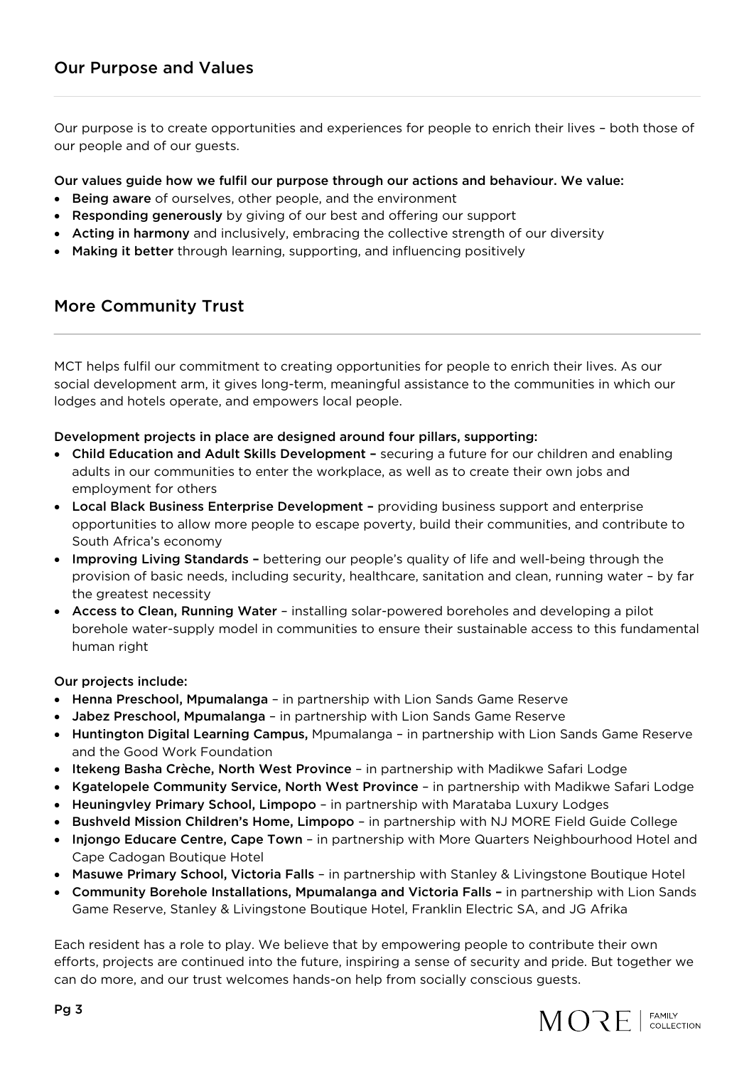## Our Purpose and Values

Our purpose is to create opportunities and experiences for people to enrich their lives – both those of our people and of our guests.

**Our values guide how we fulfil our purpose through our actions and behaviour. We value:**

- **Being aware** of ourselves, other people, and the environment
- **Responding generously** by giving of our best and offering our support
- **Acting in harmony** and inclusively, embracing the collective strength of our diversity
- **Making it better** through learning, supporting, and influencing positively

## More Community Trust

MCT helps fulfil our commitment to creating opportunities for people to enrich their lives. As our social development arm, it gives long-term, meaningful assistance to the communities in which our lodges and hotels operate, and empowers local people.

**Development projects in place are designed around four pillars, supporting:**

- **Child Education and Adult Skills Development –** securing a future for our children and enabling adults in our communities to enter the workplace, as well as to create their own jobs and employment for others
- **Local Black Business Enterprise Development –** providing business support and enterprise opportunities to allow more people to escape poverty, build their communities, and contribute to South Africa's economy
- **Improving Living Standards –** bettering our people's quality of life and well-being through the provision of basic needs, including security, healthcare, sanitation and clean, running water – by far the greatest necessity
- **Access to Clean, Running Water** – installing solar-powered boreholes and developing a pilot borehole water-supply model in communities to ensure their sustainable access to this fundamental human right

**Our projects include:**

- **Henna Preschool, Mpumalanga** – in partnership with Lion Sands Game Reserve
- **Jabez Preschool, Mpumalanga** – in partnership with Lion Sands Game Reserve
- **Huntington Digital Learning Campus,** Mpumalanga – in partnership with Lion Sands Game Reserve and the Good Work Foundation
- **Itekeng Basha Crèche, North West Province** – in partnership with Madikwe Safari Lodge
- **Kgatelopele Community Service, North West Province** – in partnership with Madikwe Safari Lodge
- **Heuningvley Primary School, Limpopo** – in partnership with Marataba Luxury Lodges
- **Bushveld Mission Children's Home, Limpopo** – in partnership with NJ MORE Field Guide College
- **Injongo Educare Centre, Cape Town** – in partnership with More Quarters Neighbourhood Hotel and Cape Cadogan Boutique Hotel
- **Masuwe Primary School, Victoria Falls** – in partnership with Stanley & Livingstone Boutique Hotel
- **Community Borehole Installations, Mpumalanga and Victoria Falls –** in partnership with Lion Sands Game Reserve, Stanley & Livingstone Boutique Hotel, Franklin Electric SA, and JG Afrika

Each resident has a role to play. We believe that by empowering people to contribute their own efforts, projects are continued into the future, inspiring a sense of security and pride. But together we can do more, and our trust welcomes hands-on help from socially conscious guests.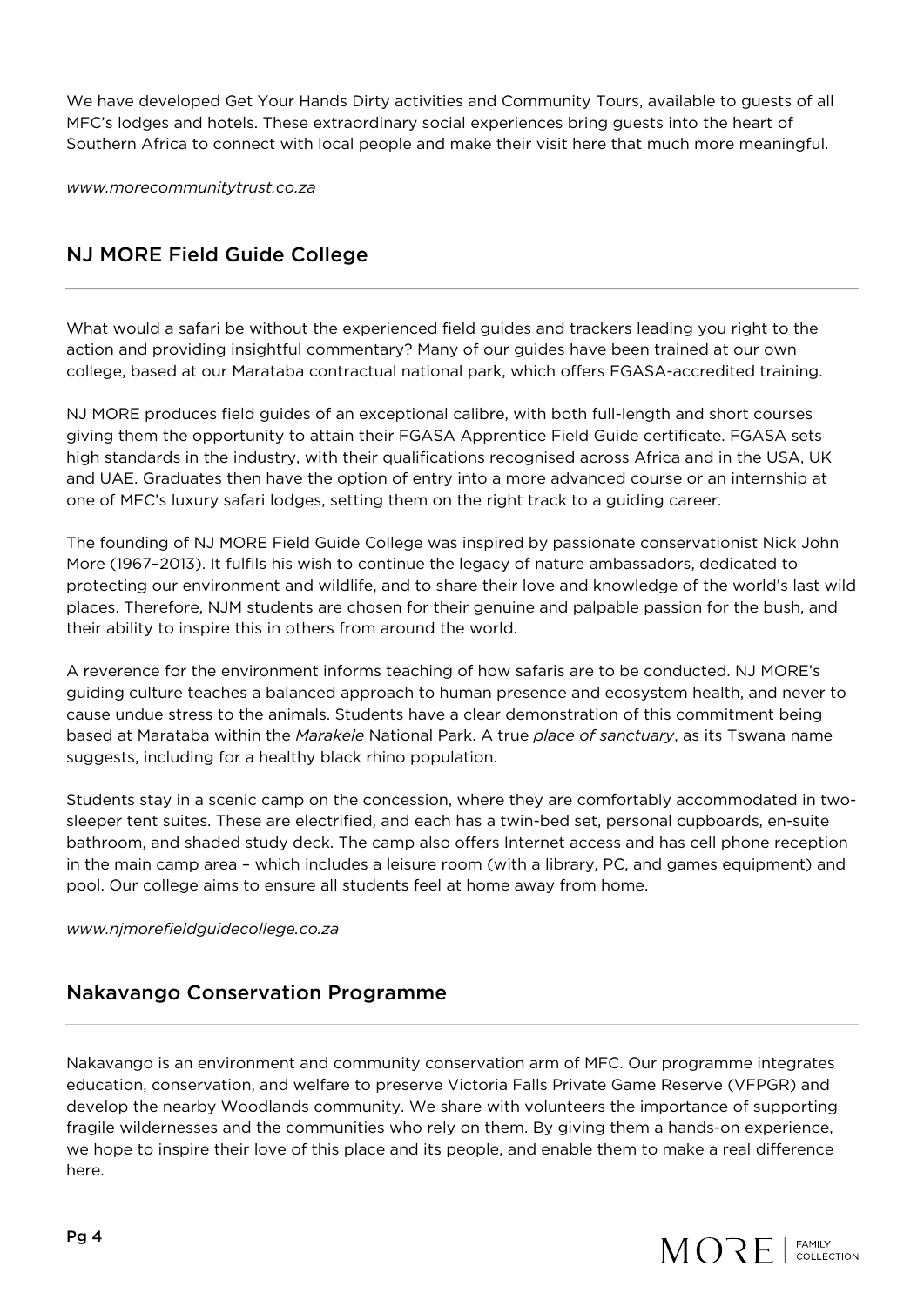We have developed Get Your Hands Dirty activities and Community Tours, available to guests of all MFC's lodges and hotels. These extraordinary social experiences bring guests into the heart of Southern Africa to connect with local people and make their visit here that much more meaningful.

*www.morecommunitytrust.co.za*

## NJ MORE Field Guide College

What would a safari be without the experienced field guides and trackers leading you right to the action and providing insightful commentary? Many of our guides have been trained at our own college, based at our Marataba contractual national park, which offers FGASA-accredited training.

NJ MORE produces field guides of an exceptional calibre, with both full-length and short courses giving them the opportunity to attain their FGASA Apprentice Field Guide certificate. FGASA sets high standards in the industry, with their qualifications recognised across Africa and in the USA, UK and UAE. Graduates then have the option of entry into a more advanced course or an internship at one of MFC's luxury safari lodges, setting them on the right track to a guiding career.

The founding of NJ MORE Field Guide College was inspired by passionate conservationist Nick John More (1967–2013). It fulfils his wish to continue the legacy of nature ambassadors, dedicated to protecting our environment and wildlife, and to share their love and knowledge of the world's last wild places. Therefore, NJM students are chosen for their genuine and palpable passion for the bush, and their ability to inspire this in others from around the world.

A reverence for the environment informs teaching of how safaris are to be conducted. NJ MORE's guiding culture teaches a balanced approach to human presence and ecosystem health, and never to cause undue stress to the animals. Students have a clear demonstration of this commitment being based at Marataba within the *Marakele* National Park. A true *place of sanctuary*, as its Tswana name suggests, including for a healthy black rhino population.

Students stay in a scenic camp on the concession, where they are comfortably accommodated in two-sleeper tent suites. These are electrified, and each has a twin-bed set, personal cupboards, en-suite bathroom, and shaded study deck. The camp also offers Internet access and has cell phone reception in the main camp area – which includes a leisure room (with a library, PC, and games equipment) and pool. Our college aims to ensure all students feel at home away from home.

*www.njmorefieldguidecollege.co.za*

## Nakavango Conservation Programme

Nakavango is an environment and community conservation arm of MFC. Our programme integrates education, conservation, and welfare to preserve Victoria Falls Private Game Reserve (VFPGR) and develop the nearby Woodlands community. We share with volunteers the importance of supporting fragile wildernesses and the communities who rely on them. By giving them a hands-on experience, we hope to inspire their love of this place and its people, and enable them to make a real difference here.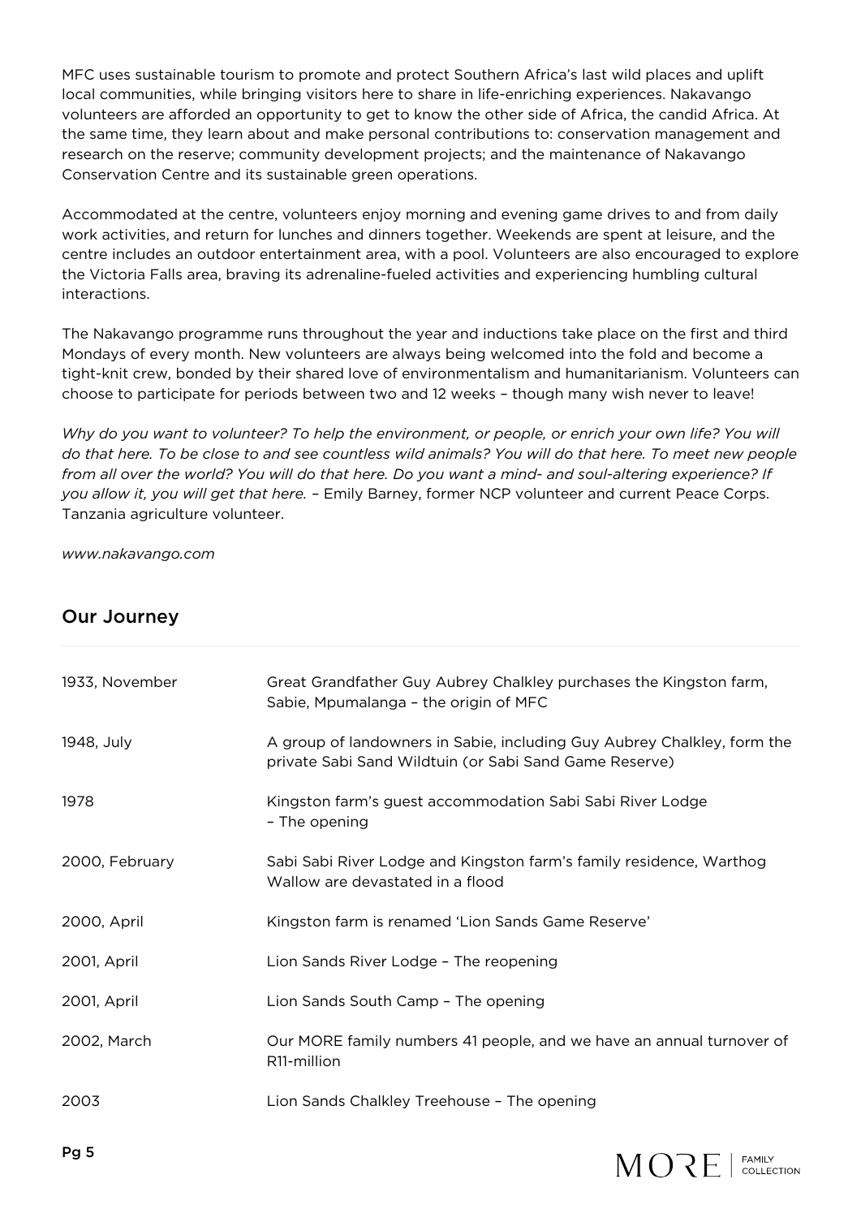MFC uses sustainable tourism to promote and protect Southern Africa's last wild places and uplift local communities, while bringing visitors here to share in life-enriching experiences. Nakavango volunteers are afforded an opportunity to get to know the other side of Africa, the candid Africa. At the same time, they learn about and make personal contributions to: conservation management and research on the reserve; community development projects; and the maintenance of Nakavango Conservation Centre and its sustainable green operations.

Accommodated at the centre, volunteers enjoy morning and evening game drives to and from daily work activities, and return for lunches and dinners together. Weekends are spent at leisure, and the centre includes an outdoor entertainment area, with a pool. Volunteers are also encouraged to explore the Victoria Falls area, braving its adrenaline-fueled activities and experiencing humbling cultural interactions.

The Nakavango programme runs throughout the year and inductions take place on the first and third Mondays of every month. New volunteers are always being welcomed into the fold and become a tight-knit crew, bonded by their shared love of environmentalism and humanitarianism. Volunteers can choose to participate for periods between two and 12 weeks – though many wish never to leave!

*Why do you want to volunteer? To help the environment, or people, or enrich your own life? You will do that here. To be close to and see countless wild animals? You will do that here. To meet new people from all over the world? You will do that here. Do you want a mind- and soul-altering experience? If you allow it, you will get that here.* – Emily Barney, former NCP volunteer and current Peace Corps. Tanzania agriculture volunteer.

*www.nakavango.com*

## Our Journey

| | |
|---|---|
| 1933, November | Great Grandfather Guy Aubrey Chalkley purchases the Kingston farm, Sabie, Mpumalanga – the origin of MFC |
| 1948, July | A group of landowners in Sabie, including Guy Aubrey Chalkley, form the private Sabi Sand Wildtuin (or Sabi Sand Game Reserve) |
| 1978 | Kingston farm's guest accommodation Sabi Sabi River Lodge – The opening |
| 2000, February | Sabi Sabi River Lodge and Kingston farm's family residence, Warthog Wallow are devastated in a flood |
| 2000, April | Kingston farm is renamed 'Lion Sands Game Reserve' |
| 2001, April | Lion Sands River Lodge – The reopening |
| 2001, April | Lion Sands South Camp – The opening |
| 2002, March | Our MORE family numbers 41 people, and we have an annual turnover of R11-million |
| 2003 | Lion Sands Chalkley Treehouse – The opening |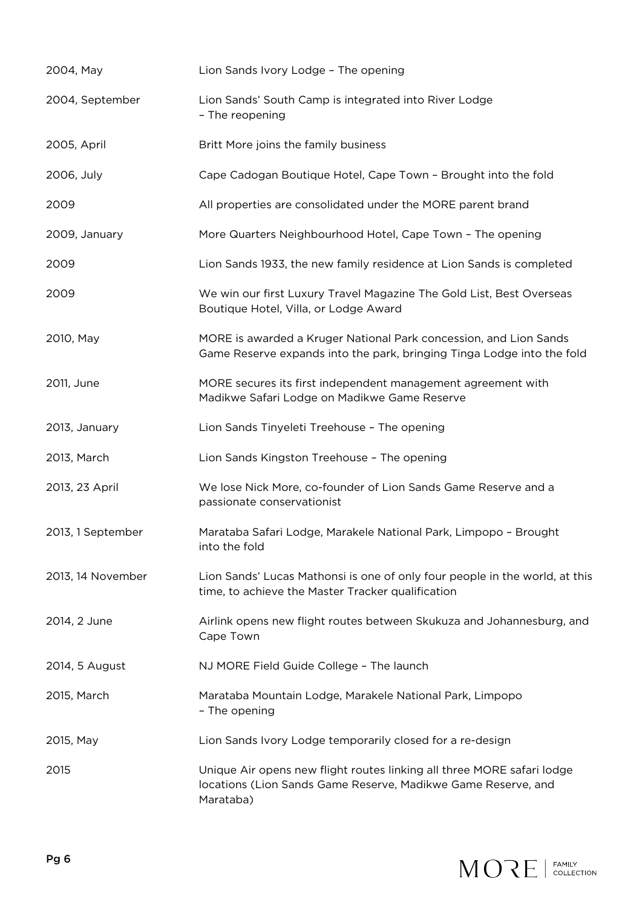| | |
|---|---|
| 2004, May | Lion Sands Ivory Lodge – The opening |
| 2004, September | Lion Sands' South Camp is integrated into River Lodge – The reopening |
| 2005, April | Britt More joins the family business |
| 2006, July | Cape Cadogan Boutique Hotel, Cape Town – Brought into the fold |
| 2009 | All properties are consolidated under the MORE parent brand |
| 2009, January | More Quarters Neighbourhood Hotel, Cape Town – The opening |
| 2009 | Lion Sands 1933, the new family residence at Lion Sands is completed |
| 2009 | We win our first Luxury Travel Magazine The Gold List, Best Overseas Boutique Hotel, Villa, or Lodge Award |
| 2010, May | MORE is awarded a Kruger National Park concession, and Lion Sands Game Reserve expands into the park, bringing Tinga Lodge into the fold |
| 2011, June | MORE secures its first independent management agreement with Madikwe Safari Lodge on Madikwe Game Reserve |
| 2013, January | Lion Sands Tinyeleti Treehouse – The opening |
| 2013, March | Lion Sands Kingston Treehouse – The opening |
| 2013, 23 April | We lose Nick More, co-founder of Lion Sands Game Reserve and a passionate conservationist |
| 2013, 1 September | Marataba Safari Lodge, Marakele National Park, Limpopo – Brought into the fold |
| 2013, 14 November | Lion Sands' Lucas Mathonsi is one of only four people in the world, at this time, to achieve the Master Tracker qualification |
| 2014, 2 June | Airlink opens new flight routes between Skukuza and Johannesburg, and Cape Town |
| 2014, 5 August | NJ MORE Field Guide College – The launch |
| 2015, March | Marataba Mountain Lodge, Marakele National Park, Limpopo – The opening |
| 2015, May | Lion Sands Ivory Lodge temporarily closed for a re-design |
| 2015 | Unique Air opens new flight routes linking all three MORE safari lodge locations (Lion Sands Game Reserve, Madikwe Game Reserve, and Marataba) |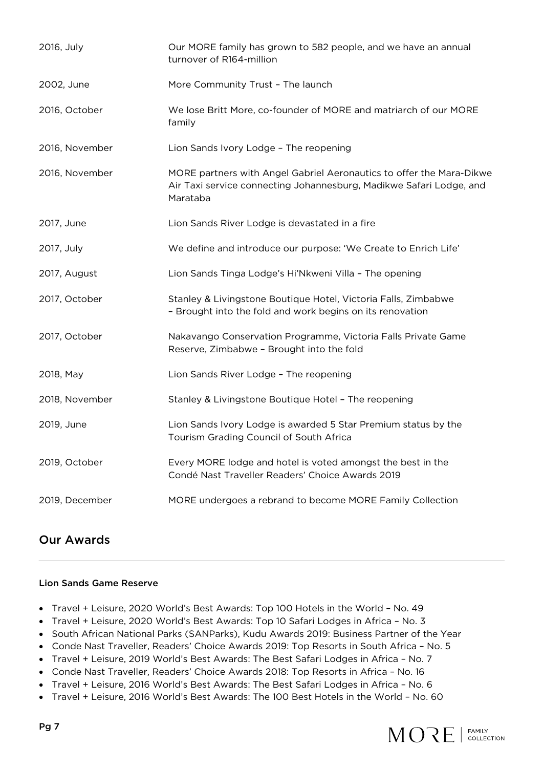| | |
|---|---|
| 2016, July | Our MORE family has grown to 582 people, and we have an annual turnover of R164-million |
| 2002, June | More Community Trust – The launch |
| 2016, October | We lose Britt More, co-founder of MORE and matriarch of our MORE family |
| 2016, November | Lion Sands Ivory Lodge – The reopening |
| 2016, November | MORE partners with Angel Gabriel Aeronautics to offer the Mara-Dikwe Air Taxi service connecting Johannesburg, Madikwe Safari Lodge, and Marataba |
| 2017, June | Lion Sands River Lodge is devastated in a fire |
| 2017, July | We define and introduce our purpose: 'We Create to Enrich Life' |
| 2017, August | Lion Sands Tinga Lodge's Hi'Nkweni Villa – The opening |
| 2017, October | Stanley & Livingstone Boutique Hotel, Victoria Falls, Zimbabwe – Brought into the fold and work begins on its renovation |
| 2017, October | Nakavango Conservation Programme, Victoria Falls Private Game Reserve, Zimbabwe – Brought into the fold |
| 2018, May | Lion Sands River Lodge – The reopening |
| 2018, November | Stanley & Livingstone Boutique Hotel – The reopening |
| 2019, June | Lion Sands Ivory Lodge is awarded 5 Star Premium status by the Tourism Grading Council of South Africa |
| 2019, October | Every MORE lodge and hotel is voted amongst the best in the Condé Nast Traveller Readers' Choice Awards 2019 |
| 2019, December | MORE undergoes a rebrand to become MORE Family Collection |

## Our Awards

**Lion Sands Game Reserve**

- Travel + Leisure, 2020 World's Best Awards: Top 100 Hotels in the World – No. 49
- Travel + Leisure, 2020 World's Best Awards: Top 10 Safari Lodges in Africa – No. 3
- South African National Parks (SANParks), Kudu Awards 2019: Business Partner of the Year
- Conde Nast Traveller, Readers' Choice Awards 2019: Top Resorts in South Africa – No. 5
- Travel + Leisure, 2019 World's Best Awards: The Best Safari Lodges in Africa – No. 7
- Conde Nast Traveller, Readers' Choice Awards 2018: Top Resorts in Africa – No. 16
- Travel + Leisure, 2016 World's Best Awards: The Best Safari Lodges in Africa – No. 6
- Travel + Leisure, 2016 World's Best Awards: The 100 Best Hotels in the World – No. 60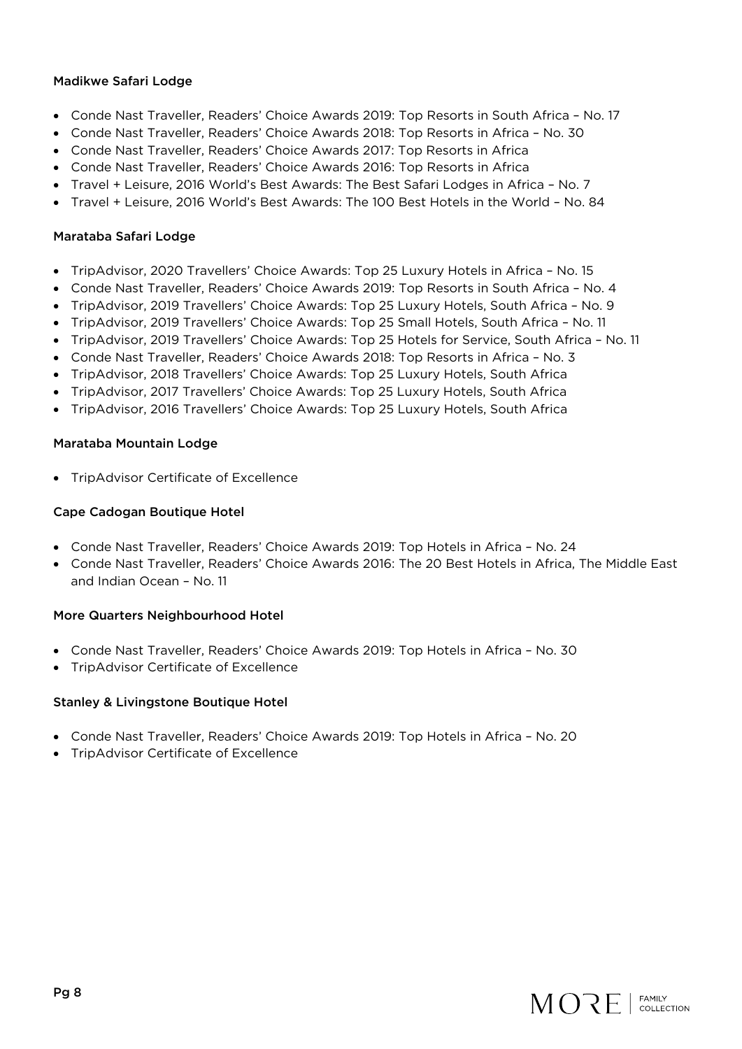**Madikwe Safari Lodge**

- Conde Nast Traveller, Readers' Choice Awards 2019: Top Resorts in South Africa – No. 17
- Conde Nast Traveller, Readers' Choice Awards 2018: Top Resorts in Africa – No. 30
- Conde Nast Traveller, Readers' Choice Awards 2017: Top Resorts in Africa
- Conde Nast Traveller, Readers' Choice Awards 2016: Top Resorts in Africa
- Travel + Leisure, 2016 World's Best Awards: The Best Safari Lodges in Africa – No. 7
- Travel + Leisure, 2016 World's Best Awards: The 100 Best Hotels in the World – No. 84

**Marataba Safari Lodge**

- TripAdvisor, 2020 Travellers' Choice Awards: Top 25 Luxury Hotels in Africa – No. 15
- Conde Nast Traveller, Readers' Choice Awards 2019: Top Resorts in South Africa – No. 4
- TripAdvisor, 2019 Travellers' Choice Awards: Top 25 Luxury Hotels, South Africa – No. 9
- TripAdvisor, 2019 Travellers' Choice Awards: Top 25 Small Hotels, South Africa – No. 11
- TripAdvisor, 2019 Travellers' Choice Awards: Top 25 Hotels for Service, South Africa – No. 11
- Conde Nast Traveller, Readers' Choice Awards 2018: Top Resorts in Africa – No. 3
- TripAdvisor, 2018 Travellers' Choice Awards: Top 25 Luxury Hotels, South Africa
- TripAdvisor, 2017 Travellers' Choice Awards: Top 25 Luxury Hotels, South Africa
- TripAdvisor, 2016 Travellers' Choice Awards: Top 25 Luxury Hotels, South Africa

**Marataba Mountain Lodge**

- TripAdvisor Certificate of Excellence

**Cape Cadogan Boutique Hotel**

- Conde Nast Traveller, Readers' Choice Awards 2019: Top Hotels in Africa – No. 24
- Conde Nast Traveller, Readers' Choice Awards 2016: The 20 Best Hotels in Africa, The Middle East and Indian Ocean – No. 11

**More Quarters Neighbourhood Hotel**

- Conde Nast Traveller, Readers' Choice Awards 2019: Top Hotels in Africa – No. 30
- TripAdvisor Certificate of Excellence

**Stanley & Livingstone Boutique Hotel**

- Conde Nast Traveller, Readers' Choice Awards 2019: Top Hotels in Africa – No. 20
- TripAdvisor Certificate of Excellence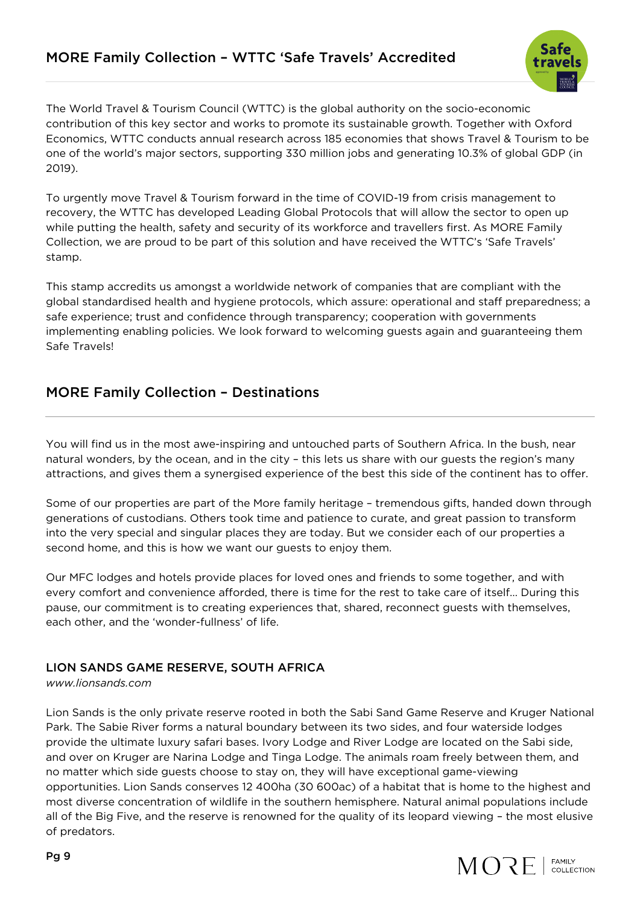## MORE Family Collection – WTTC 'Safe Travels' Accredited

The World Travel & Tourism Council (WTTC) is the global authority on the socio-economic contribution of this key sector and works to promote its sustainable growth. Together with Oxford Economics, WTTC conducts annual research across 185 economies that shows Travel & Tourism to be one of the world's major sectors, supporting 330 million jobs and generating 10.3% of global GDP (in 2019).

To urgently move Travel & Tourism forward in the time of COVID-19 from crisis management to recovery, the WTTC has developed Leading Global Protocols that will allow the sector to open up while putting the health, safety and security of its workforce and travellers first. As MORE Family Collection, we are proud to be part of this solution and have received the WTTC's 'Safe Travels' stamp.

This stamp accredits us amongst a worldwide network of companies that are compliant with the global standardised health and hygiene protocols, which assure: operational and staff preparedness; a safe experience; trust and confidence through transparency; cooperation with governments implementing enabling policies. We look forward to welcoming guests again and guaranteeing them Safe Travels!

## MORE Family Collection – Destinations

You will find us in the most awe-inspiring and untouched parts of Southern Africa. In the bush, near natural wonders, by the ocean, and in the city – this lets us share with our guests the region's many attractions, and gives them a synergised experience of the best this side of the continent has to offer.

Some of our properties are part of the More family heritage – tremendous gifts, handed down through generations of custodians. Others took time and patience to curate, and great passion to transform into the very special and singular places they are today. But we consider each of our properties a second home, and this is how we want our guests to enjoy them.

Our MFC lodges and hotels provide places for loved ones and friends to some together, and with every comfort and convenience afforded, there is time for the rest to take care of itself… During this pause, our commitment is to creating experiences that, shared, reconnect guests with themselves, each other, and the 'wonder-fullness' of life.

### LION SANDS GAME RESERVE, SOUTH AFRICA

*www.lionsands.com*

Lion Sands is the only private reserve rooted in both the Sabi Sand Game Reserve and Kruger National Park. The Sabie River forms a natural boundary between its two sides, and four waterside lodges provide the ultimate luxury safari bases. Ivory Lodge and River Lodge are located on the Sabi side, and over on Kruger are Narina Lodge and Tinga Lodge. The animals roam freely between them, and no matter which side guests choose to stay on, they will have exceptional game-viewing opportunities. Lion Sands conserves 12 400ha (30 600ac) of a habitat that is home to the highest and most diverse concentration of wildlife in the southern hemisphere. Natural animal populations include all of the Big Five, and the reserve is renowned for the quality of its leopard viewing – the most elusive of predators.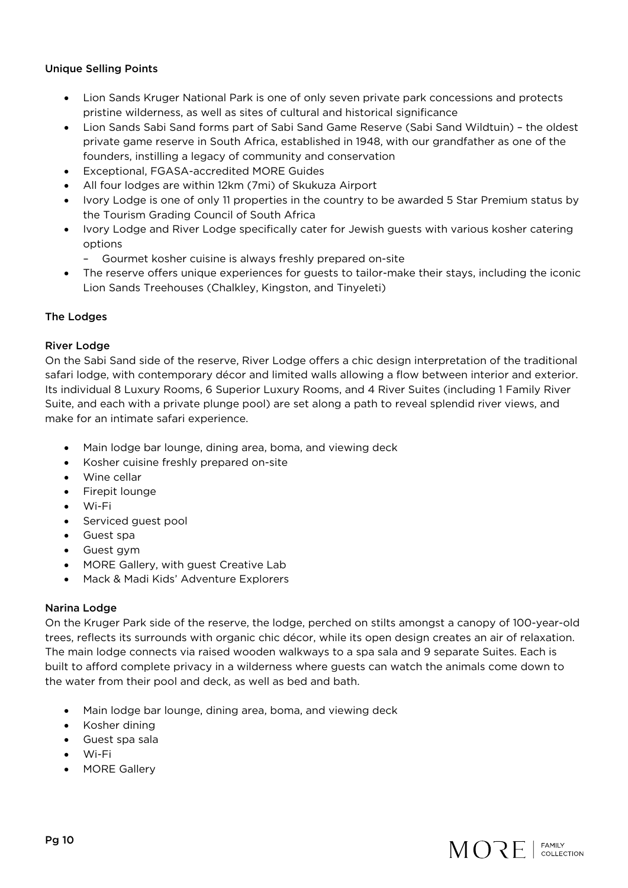### Unique Selling Points

- Lion Sands Kruger National Park is one of only seven private park concessions and protects pristine wilderness, as well as sites of cultural and historical significance
- Lion Sands Sabi Sand forms part of Sabi Sand Game Reserve (Sabi Sand Wildtuin) – the oldest private game reserve in South Africa, established in 1948, with our grandfather as one of the founders, instilling a legacy of community and conservation
- Exceptional, FGASA-accredited MORE Guides
- All four lodges are within 12km (7mi) of Skukuza Airport
- Ivory Lodge is one of only 11 properties in the country to be awarded 5 Star Premium status by the Tourism Grading Council of South Africa
- Ivory Lodge and River Lodge specifically cater for Jewish guests with various kosher catering options
  - Gourmet kosher cuisine is always freshly prepared on-site
- The reserve offers unique experiences for guests to tailor-make their stays, including the iconic Lion Sands Treehouses (Chalkley, Kingston, and Tinyeleti)

### The Lodges

#### River Lodge

On the Sabi Sand side of the reserve, River Lodge offers a chic design interpretation of the traditional safari lodge, with contemporary décor and limited walls allowing a flow between interior and exterior. Its individual 8 Luxury Rooms, 6 Superior Luxury Rooms, and 4 River Suites (including 1 Family River Suite, and each with a private plunge pool) are set along a path to reveal splendid river views, and make for an intimate safari experience.

- Main lodge bar lounge, dining area, boma, and viewing deck
- Kosher cuisine freshly prepared on-site
- Wine cellar
- Firepit lounge
- Wi-Fi
- Serviced guest pool
- Guest spa
- Guest gym
- MORE Gallery, with guest Creative Lab
- Mack & Madi Kids' Adventure Explorers

#### Narina Lodge

On the Kruger Park side of the reserve, the lodge, perched on stilts amongst a canopy of 100-year-old trees, reflects its surrounds with organic chic décor, while its open design creates an air of relaxation. The main lodge connects via raised wooden walkways to a spa sala and 9 separate Suites. Each is built to afford complete privacy in a wilderness where guests can watch the animals come down to the water from their pool and deck, as well as bed and bath.

- Main lodge bar lounge, dining area, boma, and viewing deck
- Kosher dining
- Guest spa sala
- Wi-Fi
- MORE Gallery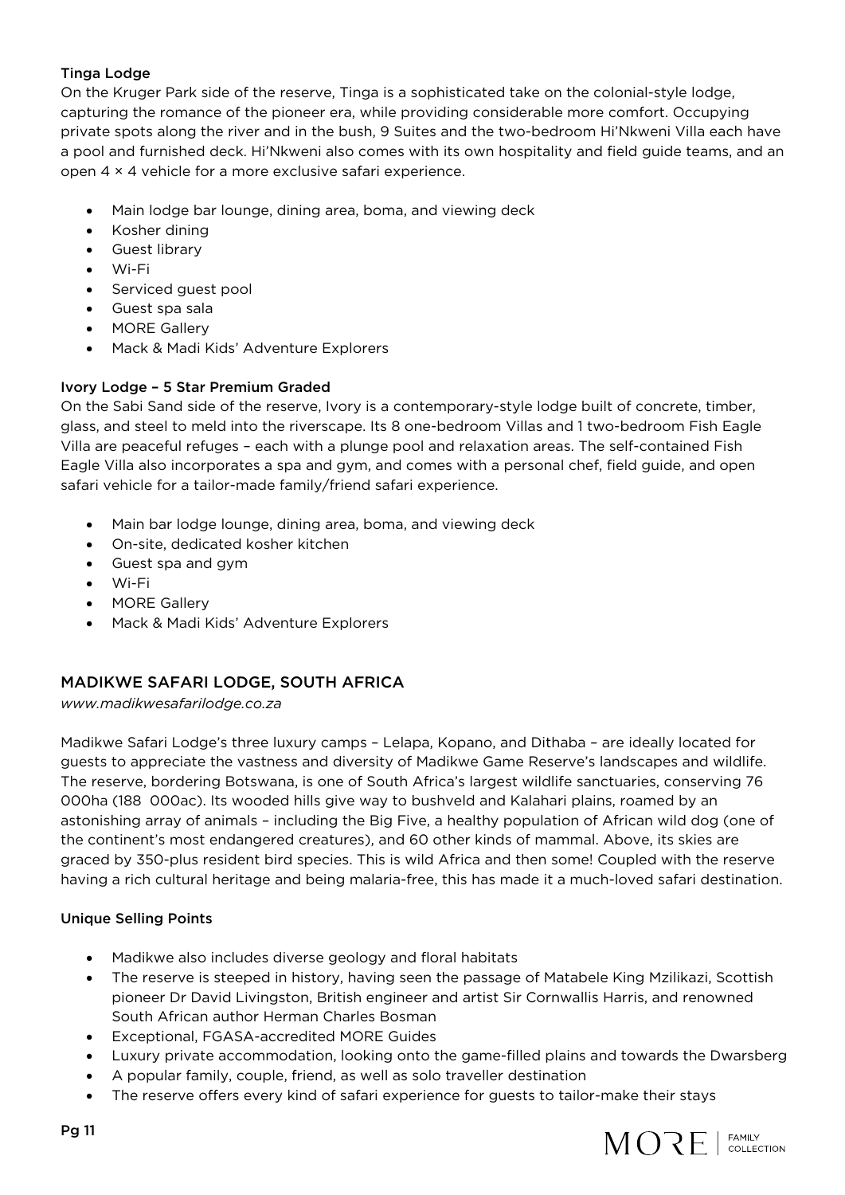### Tinga Lodge

On the Kruger Park side of the reserve, Tinga is a sophisticated take on the colonial-style lodge, capturing the romance of the pioneer era, while providing considerable more comfort. Occupying private spots along the river and in the bush, 9 Suites and the two-bedroom Hi'Nkweni Villa each have a pool and furnished deck. Hi'Nkweni also comes with its own hospitality and field guide teams, and an open 4 × 4 vehicle for a more exclusive safari experience.

- Main lodge bar lounge, dining area, boma, and viewing deck
- Kosher dining
- Guest library
- Wi-Fi
- Serviced guest pool
- Guest spa sala
- MORE Gallery
- Mack & Madi Kids' Adventure Explorers

### Ivory Lodge – 5 Star Premium Graded

On the Sabi Sand side of the reserve, Ivory is a contemporary-style lodge built of concrete, timber, glass, and steel to meld into the riverscape. Its 8 one-bedroom Villas and 1 two-bedroom Fish Eagle Villa are peaceful refuges – each with a plunge pool and relaxation areas. The self-contained Fish Eagle Villa also incorporates a spa and gym, and comes with a personal chef, field guide, and open safari vehicle for a tailor-made family/friend safari experience.

- Main bar lodge lounge, dining area, boma, and viewing deck
- On-site, dedicated kosher kitchen
- Guest spa and gym
- Wi-Fi
- MORE Gallery
- Mack & Madi Kids' Adventure Explorers

## MADIKWE SAFARI LODGE, SOUTH AFRICA

*www.madikwesafarilodge.co.za*

Madikwe Safari Lodge's three luxury camps – Lelapa, Kopano, and Dithaba – are ideally located for guests to appreciate the vastness and diversity of Madikwe Game Reserve's landscapes and wildlife. The reserve, bordering Botswana, is one of South Africa's largest wildlife sanctuaries, conserving 76 000ha (188 000ac). Its wooded hills give way to bushveld and Kalahari plains, roamed by an astonishing array of animals – including the Big Five, a healthy population of African wild dog (one of the continent's most endangered creatures), and 60 other kinds of mammal. Above, its skies are graced by 350-plus resident bird species. This is wild Africa and then some! Coupled with the reserve having a rich cultural heritage and being malaria-free, this has made it a much-loved safari destination.

### Unique Selling Points

- Madikwe also includes diverse geology and floral habitats
- The reserve is steeped in history, having seen the passage of Matabele King Mzilikazi, Scottish pioneer Dr David Livingston, British engineer and artist Sir Cornwallis Harris, and renowned South African author Herman Charles Bosman
- Exceptional, FGASA-accredited MORE Guides
- Luxury private accommodation, looking onto the game-filled plains and towards the Dwarsberg
- A popular family, couple, friend, as well as solo traveller destination
- The reserve offers every kind of safari experience for guests to tailor-make their stays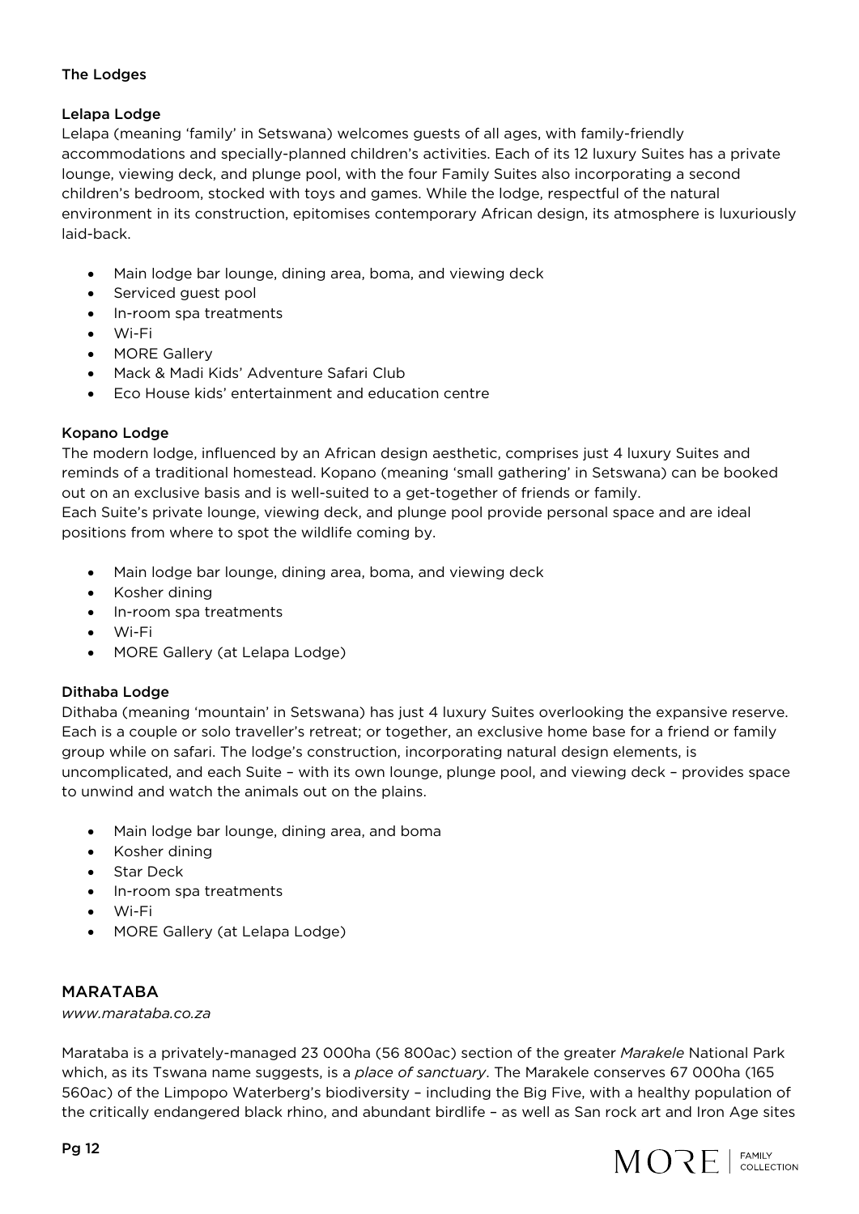**The Lodges**

**Lelapa Lodge**

Lelapa (meaning 'family' in Setswana) welcomes guests of all ages, with family-friendly accommodations and specially-planned children's activities. Each of its 12 luxury Suites has a private lounge, viewing deck, and plunge pool, with the four Family Suites also incorporating a second children's bedroom, stocked with toys and games. While the lodge, respectful of the natural environment in its construction, epitomises contemporary African design, its atmosphere is luxuriously laid-back.

- Main lodge bar lounge, dining area, boma, and viewing deck
- Serviced guest pool
- In-room spa treatments
- Wi-Fi
- MORE Gallery
- Mack & Madi Kids' Adventure Safari Club
- Eco House kids' entertainment and education centre

**Kopano Lodge**

The modern lodge, influenced by an African design aesthetic, comprises just 4 luxury Suites and reminds of a traditional homestead. Kopano (meaning 'small gathering' in Setswana) can be booked out on an exclusive basis and is well-suited to a get-together of friends or family.
Each Suite's private lounge, viewing deck, and plunge pool provide personal space and are ideal positions from where to spot the wildlife coming by.

- Main lodge bar lounge, dining area, boma, and viewing deck
- Kosher dining
- In-room spa treatments
- Wi-Fi
- MORE Gallery (at Lelapa Lodge)

**Dithaba Lodge**

Dithaba (meaning 'mountain' in Setswana) has just 4 luxury Suites overlooking the expansive reserve. Each is a couple or solo traveller's retreat; or together, an exclusive home base for a friend or family group while on safari. The lodge's construction, incorporating natural design elements, is uncomplicated, and each Suite – with its own lounge, plunge pool, and viewing deck – provides space to unwind and watch the animals out on the plains.

- Main lodge bar lounge, dining area, and boma
- Kosher dining
- Star Deck
- In-room spa treatments
- Wi-Fi
- MORE Gallery (at Lelapa Lodge)

## MARATABA

*www.marataba.co.za*

Marataba is a privately-managed 23 000ha (56 800ac) section of the greater *Marakele* National Park which, as its Tswana name suggests, is a *place of sanctuary*. The Marakele conserves 67 000ha (165 560ac) of the Limpopo Waterberg's biodiversity – including the Big Five, with a healthy population of the critically endangered black rhino, and abundant birdlife – as well as San rock art and Iron Age sites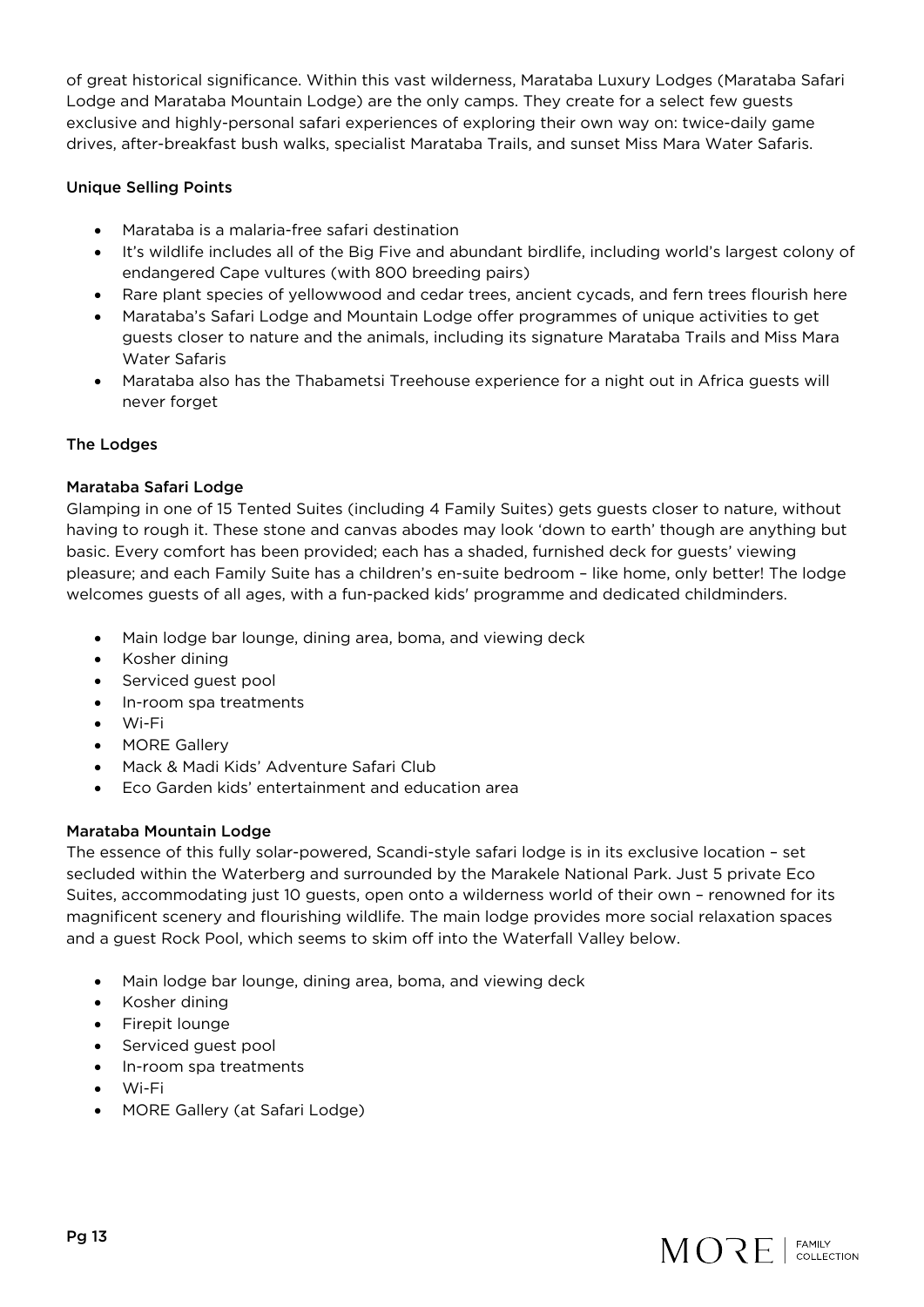of great historical significance. Within this vast wilderness, Marataba Luxury Lodges (Marataba Safari Lodge and Marataba Mountain Lodge) are the only camps. They create for a select few guests exclusive and highly-personal safari experiences of exploring their own way on: twice-daily game drives, after-breakfast bush walks, specialist Marataba Trails, and sunset Miss Mara Water Safaris.

### Unique Selling Points

- Marataba is a malaria-free safari destination
- It's wildlife includes all of the Big Five and abundant birdlife, including world's largest colony of endangered Cape vultures (with 800 breeding pairs)
- Rare plant species of yellowwood and cedar trees, ancient cycads, and fern trees flourish here
- Marataba's Safari Lodge and Mountain Lodge offer programmes of unique activities to get guests closer to nature and the animals, including its signature Marataba Trails and Miss Mara Water Safaris
- Marataba also has the Thabametsi Treehouse experience for a night out in Africa guests will never forget

### The Lodges

#### Marataba Safari Lodge

Glamping in one of 15 Tented Suites (including 4 Family Suites) gets guests closer to nature, without having to rough it. These stone and canvas abodes may look 'down to earth' though are anything but basic. Every comfort has been provided; each has a shaded, furnished deck for guests' viewing pleasure; and each Family Suite has a children's en-suite bedroom – like home, only better! The lodge welcomes guests of all ages, with a fun-packed kids' programme and dedicated childminders.

- Main lodge bar lounge, dining area, boma, and viewing deck
- Kosher dining
- Serviced guest pool
- In-room spa treatments
- Wi-Fi
- MORE Gallery
- Mack & Madi Kids' Adventure Safari Club
- Eco Garden kids' entertainment and education area

#### Marataba Mountain Lodge

The essence of this fully solar-powered, Scandi-style safari lodge is in its exclusive location – set secluded within the Waterberg and surrounded by the Marakele National Park. Just 5 private Eco Suites, accommodating just 10 guests, open onto a wilderness world of their own – renowned for its magnificent scenery and flourishing wildlife. The main lodge provides more social relaxation spaces and a guest Rock Pool, which seems to skim off into the Waterfall Valley below.

- Main lodge bar lounge, dining area, boma, and viewing deck
- Kosher dining
- Firepit lounge
- Serviced guest pool
- In-room spa treatments
- Wi-Fi
- MORE Gallery (at Safari Lodge)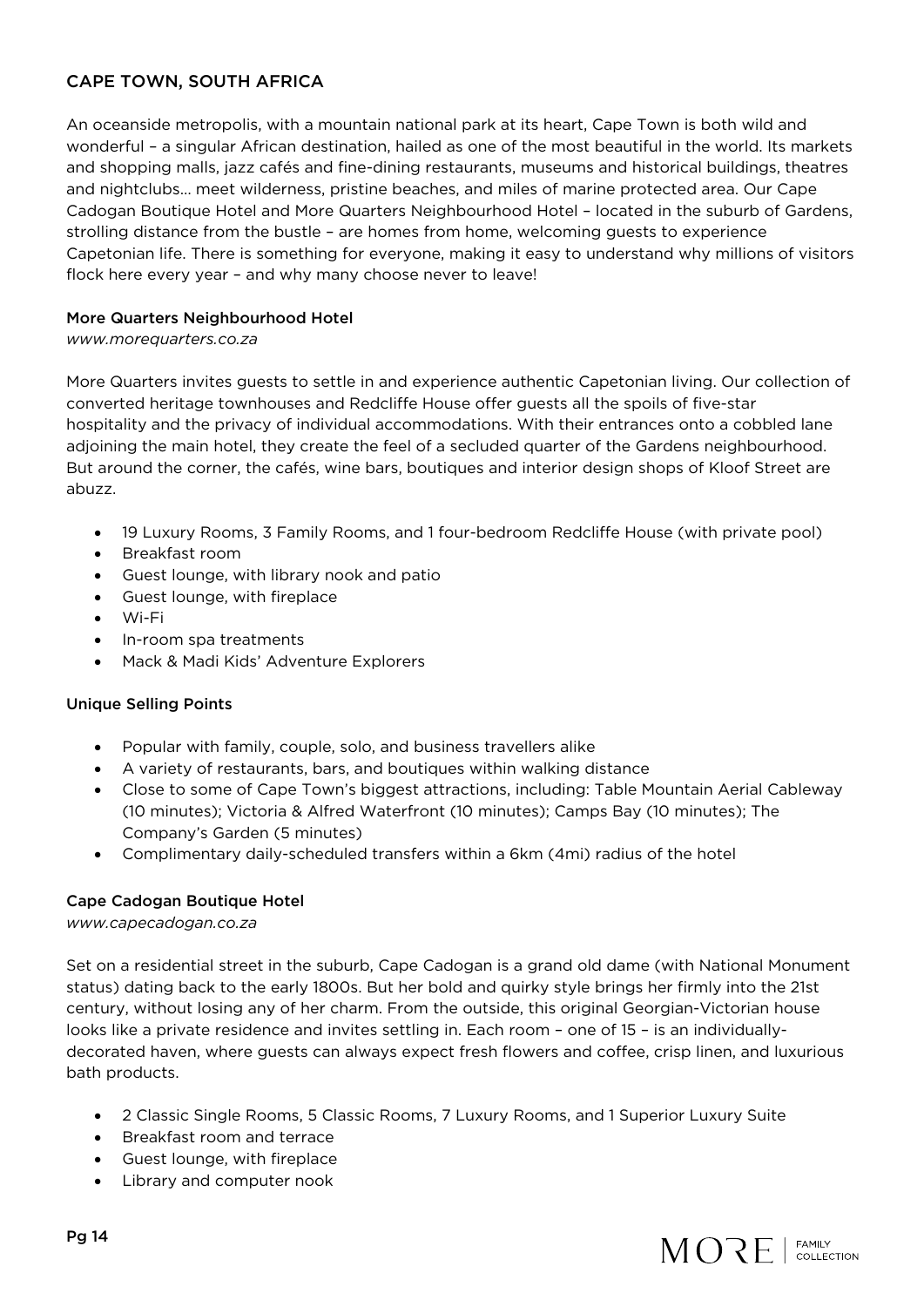## CAPE TOWN, SOUTH AFRICA

An oceanside metropolis, with a mountain national park at its heart, Cape Town is both wild and wonderful – a singular African destination, hailed as one of the most beautiful in the world. Its markets and shopping malls, jazz cafés and fine-dining restaurants, museums and historical buildings, theatres and nightclubs… meet wilderness, pristine beaches, and miles of marine protected area. Our Cape Cadogan Boutique Hotel and More Quarters Neighbourhood Hotel – located in the suburb of Gardens, strolling distance from the bustle – are homes from home, welcoming guests to experience Capetonian life. There is something for everyone, making it easy to understand why millions of visitors flock here every year – and why many choose never to leave!

### More Quarters Neighbourhood Hotel

*www.morequarters.co.za*

More Quarters invites guests to settle in and experience authentic Capetonian living. Our collection of converted heritage townhouses and Redcliffe House offer guests all the spoils of five-star hospitality and the privacy of individual accommodations. With their entrances onto a cobbled lane adjoining the main hotel, they create the feel of a secluded quarter of the Gardens neighbourhood. But around the corner, the cafés, wine bars, boutiques and interior design shops of Kloof Street are abuzz.

- 19 Luxury Rooms, 3 Family Rooms, and 1 four-bedroom Redcliffe House (with private pool)
- Breakfast room
- Guest lounge, with library nook and patio
- Guest lounge, with fireplace
- Wi-Fi
- In-room spa treatments
- Mack & Madi Kids' Adventure Explorers

### Unique Selling Points

- Popular with family, couple, solo, and business travellers alike
- A variety of restaurants, bars, and boutiques within walking distance
- Close to some of Cape Town's biggest attractions, including: Table Mountain Aerial Cableway (10 minutes); Victoria & Alfred Waterfront (10 minutes); Camps Bay (10 minutes); The Company's Garden (5 minutes)
- Complimentary daily-scheduled transfers within a 6km (4mi) radius of the hotel

### Cape Cadogan Boutique Hotel

*www.capecadogan.co.za*

Set on a residential street in the suburb, Cape Cadogan is a grand old dame (with National Monument status) dating back to the early 1800s. But her bold and quirky style brings her firmly into the 21st century, without losing any of her charm. From the outside, this original Georgian-Victorian house looks like a private residence and invites settling in. Each room – one of 15 – is an individually-decorated haven, where guests can always expect fresh flowers and coffee, crisp linen, and luxurious bath products.

- 2 Classic Single Rooms, 5 Classic Rooms, 7 Luxury Rooms, and 1 Superior Luxury Suite
- Breakfast room and terrace
- Guest lounge, with fireplace
- Library and computer nook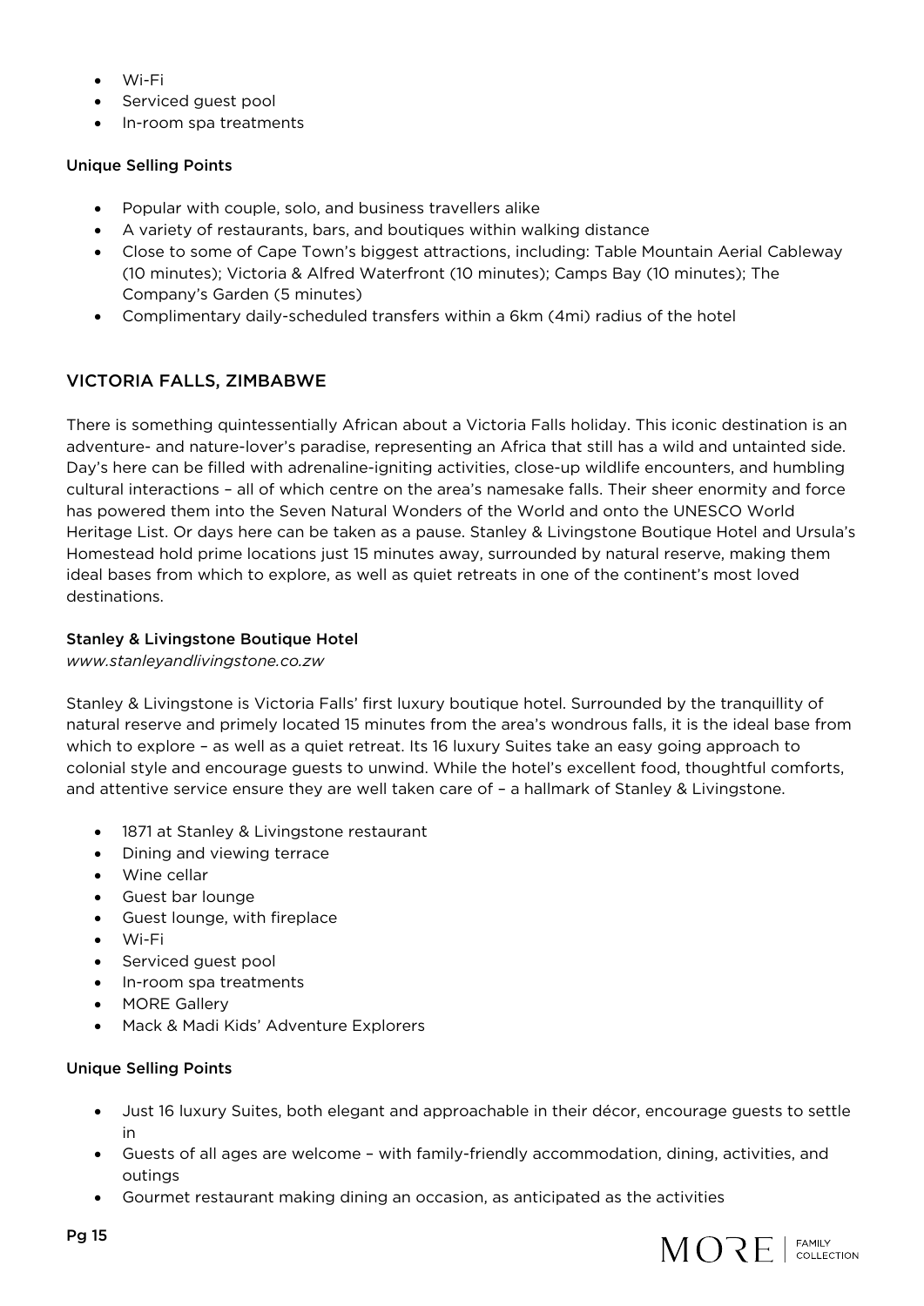- Wi-Fi
- Serviced guest pool
- In-room spa treatments

**Unique Selling Points**

- Popular with couple, solo, and business travellers alike
- A variety of restaurants, bars, and boutiques within walking distance
- Close to some of Cape Town's biggest attractions, including: Table Mountain Aerial Cableway (10 minutes); Victoria & Alfred Waterfront (10 minutes); Camps Bay (10 minutes); The Company's Garden (5 minutes)
- Complimentary daily-scheduled transfers within a 6km (4mi) radius of the hotel

## VICTORIA FALLS, ZIMBABWE

There is something quintessentially African about a Victoria Falls holiday. This iconic destination is an adventure- and nature-lover's paradise, representing an Africa that still has a wild and untainted side. Day's here can be filled with adrenaline-igniting activities, close-up wildlife encounters, and humbling cultural interactions – all of which centre on the area's namesake falls. Their sheer enormity and force has powered them into the Seven Natural Wonders of the World and onto the UNESCO World Heritage List. Or days here can be taken as a pause. Stanley & Livingstone Boutique Hotel and Ursula's Homestead hold prime locations just 15 minutes away, surrounded by natural reserve, making them ideal bases from which to explore, as well as quiet retreats in one of the continent's most loved destinations.

### Stanley & Livingstone Boutique Hotel

*www.stanleyandlivingstone.co.zw*

Stanley & Livingstone is Victoria Falls' first luxury boutique hotel. Surrounded by the tranquillity of natural reserve and primely located 15 minutes from the area's wondrous falls, it is the ideal base from which to explore – as well as a quiet retreat. Its 16 luxury Suites take an easy going approach to colonial style and encourage guests to unwind. While the hotel's excellent food, thoughtful comforts, and attentive service ensure they are well taken care of – a hallmark of Stanley & Livingstone.

- 1871 at Stanley & Livingstone restaurant
- Dining and viewing terrace
- Wine cellar
- Guest bar lounge
- Guest lounge, with fireplace
- Wi-Fi
- Serviced guest pool
- In-room spa treatments
- MORE Gallery
- Mack & Madi Kids' Adventure Explorers

**Unique Selling Points**

- Just 16 luxury Suites, both elegant and approachable in their décor, encourage guests to settle in
- Guests of all ages are welcome – with family-friendly accommodation, dining, activities, and outings
- Gourmet restaurant making dining an occasion, as anticipated as the activities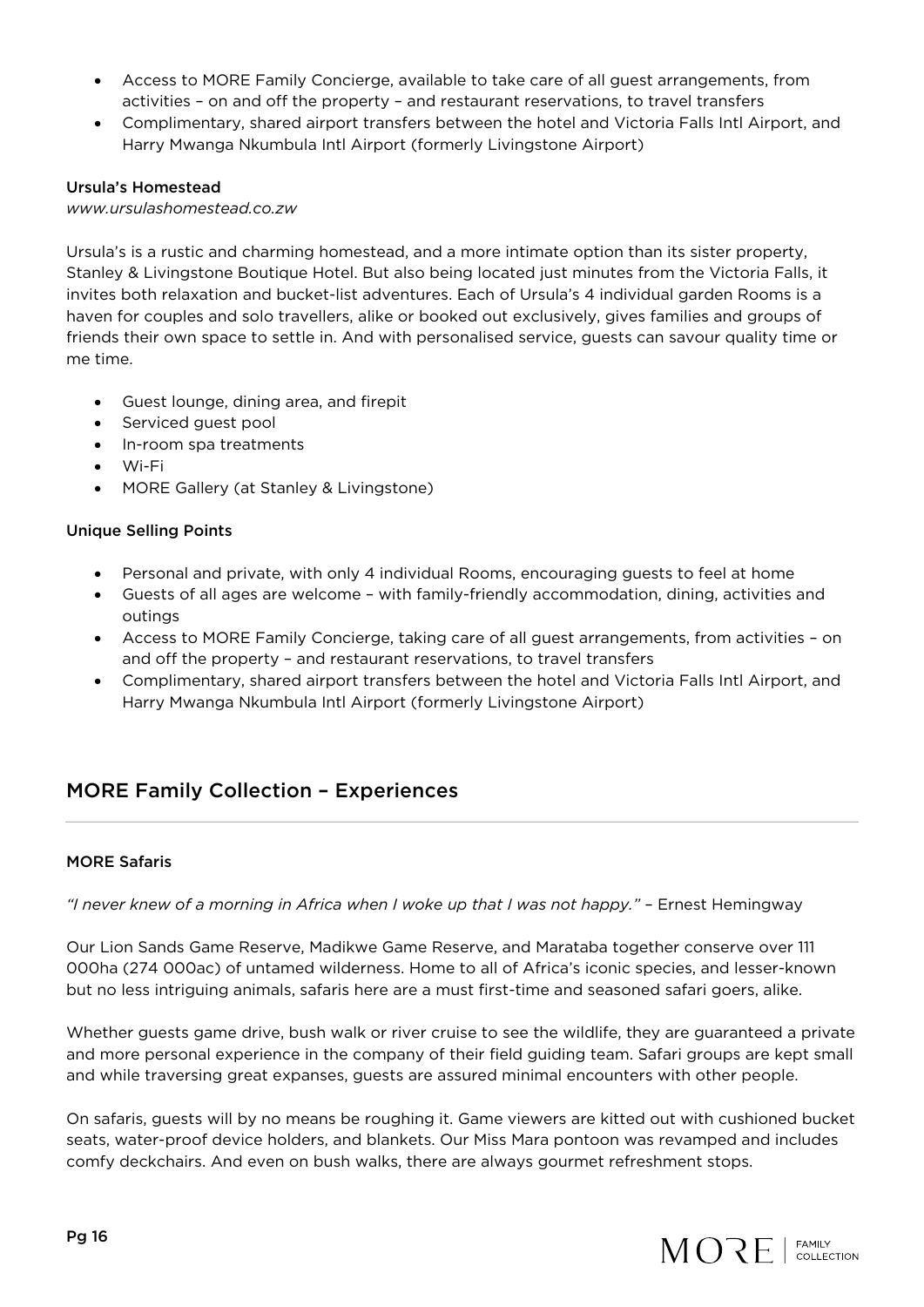- Access to MORE Family Concierge, available to take care of all guest arrangements, from activities – on and off the property – and restaurant reservations, to travel transfers
- Complimentary, shared airport transfers between the hotel and Victoria Falls Intl Airport, and Harry Mwanga Nkumbula Intl Airport (formerly Livingstone Airport)

**Ursula's Homestead**

*www.ursulashomestead.co.zw*

Ursula's is a rustic and charming homestead, and a more intimate option than its sister property, Stanley & Livingstone Boutique Hotel. But also being located just minutes from the Victoria Falls, it invites both relaxation and bucket-list adventures. Each of Ursula's 4 individual garden Rooms is a haven for couples and solo travellers, alike or booked out exclusively, gives families and groups of friends their own space to settle in. And with personalised service, guests can savour quality time or me time.

- Guest lounge, dining area, and firepit
- Serviced guest pool
- In-room spa treatments
- Wi-Fi
- MORE Gallery (at Stanley & Livingstone)

**Unique Selling Points**

- Personal and private, with only 4 individual Rooms, encouraging guests to feel at home
- Guests of all ages are welcome – with family-friendly accommodation, dining, activities and outings
- Access to MORE Family Concierge, taking care of all guest arrangements, from activities – on and off the property – and restaurant reservations, to travel transfers
- Complimentary, shared airport transfers between the hotel and Victoria Falls Intl Airport, and Harry Mwanga Nkumbula Intl Airport (formerly Livingstone Airport)

## MORE Family Collection – Experiences

**MORE Safaris**

*"I never knew of a morning in Africa when I woke up that I was not happy."* – Ernest Hemingway

Our Lion Sands Game Reserve, Madikwe Game Reserve, and Marataba together conserve over 111 000ha (274 000ac) of untamed wilderness. Home to all of Africa's iconic species, and lesser-known but no less intriguing animals, safaris here are a must first-time and seasoned safari goers, alike.

Whether guests game drive, bush walk or river cruise to see the wildlife, they are guaranteed a private and more personal experience in the company of their field guiding team. Safari groups are kept small and while traversing great expanses, guests are assured minimal encounters with other people.

On safaris, guests will by no means be roughing it. Game viewers are kitted out with cushioned bucket seats, water-proof device holders, and blankets. Our Miss Mara pontoon was revamped and includes comfy deckchairs. And even on bush walks, there are always gourmet refreshment stops.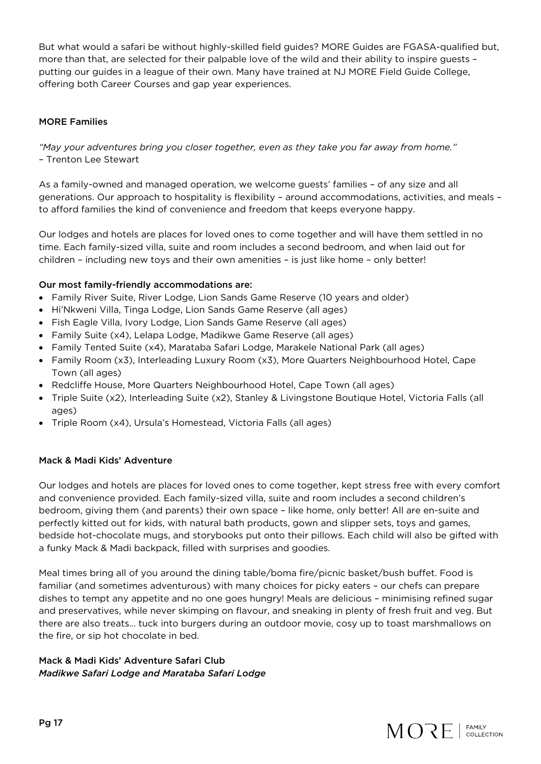But what would a safari be without highly-skilled field guides? MORE Guides are FGASA-qualified but, more than that, are selected for their palpable love of the wild and their ability to inspire guests – putting our guides in a league of their own. Many have trained at NJ MORE Field Guide College, offering both Career Courses and gap year experiences.

## MORE Families

*"May your adventures bring you closer together, even as they take you far away from home."*
– Trenton Lee Stewart

As a family-owned and managed operation, we welcome guests' families – of any size and all generations. Our approach to hospitality is flexibility – around accommodations, activities, and meals – to afford families the kind of convenience and freedom that keeps everyone happy.

Our lodges and hotels are places for loved ones to come together and will have them settled in no time. Each family-sized villa, suite and room includes a second bedroom, and when laid out for children – including new toys and their own amenities – is just like home – only better!

**Our most family-friendly accommodations are:**

- Family River Suite, River Lodge, Lion Sands Game Reserve (10 years and older)
- Hi'Nkweni Villa, Tinga Lodge, Lion Sands Game Reserve (all ages)
- Fish Eagle Villa, Ivory Lodge, Lion Sands Game Reserve (all ages)
- Family Suite (x4), Lelapa Lodge, Madikwe Game Reserve (all ages)
- Family Tented Suite (x4), Marataba Safari Lodge, Marakele National Park (all ages)
- Family Room (x3), Interleading Luxury Room (x3), More Quarters Neighbourhood Hotel, Cape Town (all ages)
- Redcliffe House, More Quarters Neighbourhood Hotel, Cape Town (all ages)
- Triple Suite (x2), Interleading Suite (x2), Stanley & Livingstone Boutique Hotel, Victoria Falls (all ages)
- Triple Room (x4), Ursula's Homestead, Victoria Falls (all ages)

## Mack & Madi Kids' Adventure

Our lodges and hotels are places for loved ones to come together, kept stress free with every comfort and convenience provided. Each family-sized villa, suite and room includes a second children's bedroom, giving them (and parents) their own space – like home, only better! All are en-suite and perfectly kitted out for kids, with natural bath products, gown and slipper sets, toys and games, bedside hot-chocolate mugs, and storybooks put onto their pillows. Each child will also be gifted with a funky Mack & Madi backpack, filled with surprises and goodies.

Meal times bring all of you around the dining table/boma fire/picnic basket/bush buffet. Food is familiar (and sometimes adventurous) with many choices for picky eaters – our chefs can prepare dishes to tempt any appetite and no one goes hungry! Meals are delicious – minimising refined sugar and preservatives, while never skimping on flavour, and sneaking in plenty of fresh fruit and veg. But there are also treats… tuck into burgers during an outdoor movie, cosy up to toast marshmallows on the fire, or sip hot chocolate in bed.

### Mack & Madi Kids' Adventure Safari Club

*Madikwe Safari Lodge and Marataba Safari Lodge*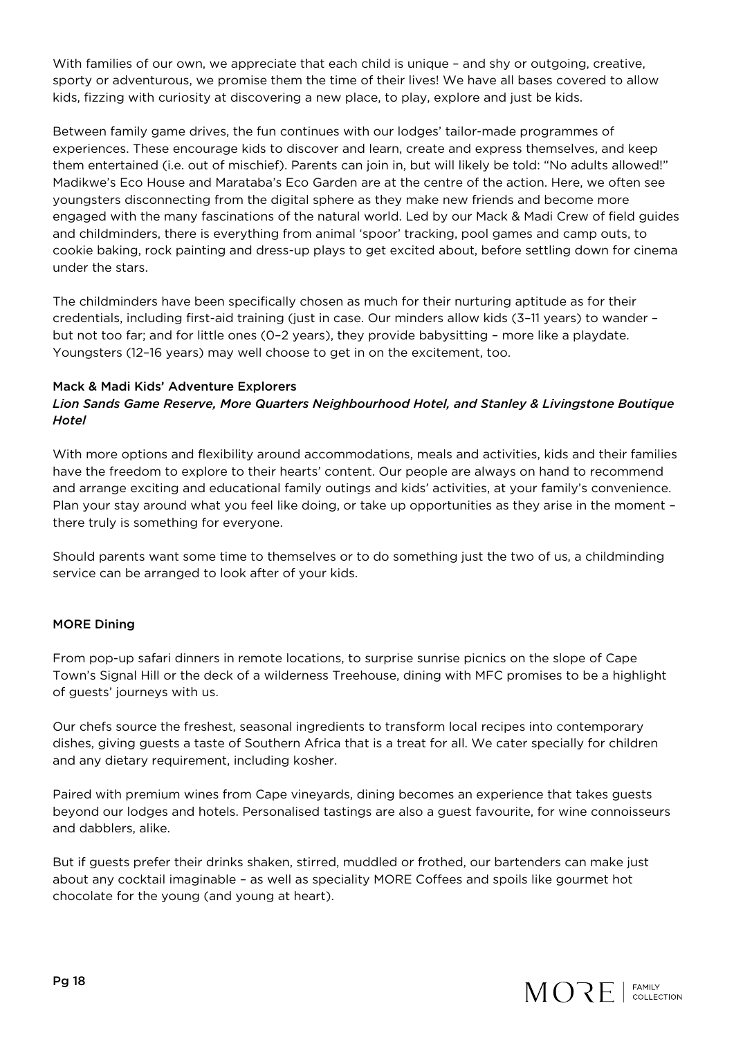With families of our own, we appreciate that each child is unique – and shy or outgoing, creative, sporty or adventurous, we promise them the time of their lives! We have all bases covered to allow kids, fizzing with curiosity at discovering a new place, to play, explore and just be kids.

Between family game drives, the fun continues with our lodges' tailor-made programmes of experiences. These encourage kids to discover and learn, create and express themselves, and keep them entertained (i.e. out of mischief). Parents can join in, but will likely be told: "No adults allowed!" Madikwe's Eco House and Marataba's Eco Garden are at the centre of the action. Here, we often see youngsters disconnecting from the digital sphere as they make new friends and become more engaged with the many fascinations of the natural world. Led by our Mack & Madi Crew of field guides and childminders, there is everything from animal 'spoor' tracking, pool games and camp outs, to cookie baking, rock painting and dress-up plays to get excited about, before settling down for cinema under the stars.

The childminders have been specifically chosen as much for their nurturing aptitude as for their credentials, including first-aid training (just in case. Our minders allow kids (3–11 years) to wander – but not too far; and for little ones (0–2 years), they provide babysitting – more like a playdate. Youngsters (12–16 years) may well choose to get in on the excitement, too.

**Mack & Madi Kids' Adventure Explorers**
*Lion Sands Game Reserve, More Quarters Neighbourhood Hotel, and Stanley & Livingstone Boutique Hotel*

With more options and flexibility around accommodations, meals and activities, kids and their families have the freedom to explore to their hearts' content. Our people are always on hand to recommend and arrange exciting and educational family outings and kids' activities, at your family's convenience. Plan your stay around what you feel like doing, or take up opportunities as they arise in the moment – there truly is something for everyone.

Should parents want some time to themselves or to do something just the two of us, a childminding service can be arranged to look after of your kids.

## MORE Dining

From pop-up safari dinners in remote locations, to surprise sunrise picnics on the slope of Cape Town's Signal Hill or the deck of a wilderness Treehouse, dining with MFC promises to be a highlight of guests' journeys with us.

Our chefs source the freshest, seasonal ingredients to transform local recipes into contemporary dishes, giving guests a taste of Southern Africa that is a treat for all. We cater specially for children and any dietary requirement, including kosher.

Paired with premium wines from Cape vineyards, dining becomes an experience that takes guests beyond our lodges and hotels. Personalised tastings are also a guest favourite, for wine connoisseurs and dabblers, alike.

But if guests prefer their drinks shaken, stirred, muddled or frothed, our bartenders can make just about any cocktail imaginable – as well as speciality MORE Coffees and spoils like gourmet hot chocolate for the young (and young at heart).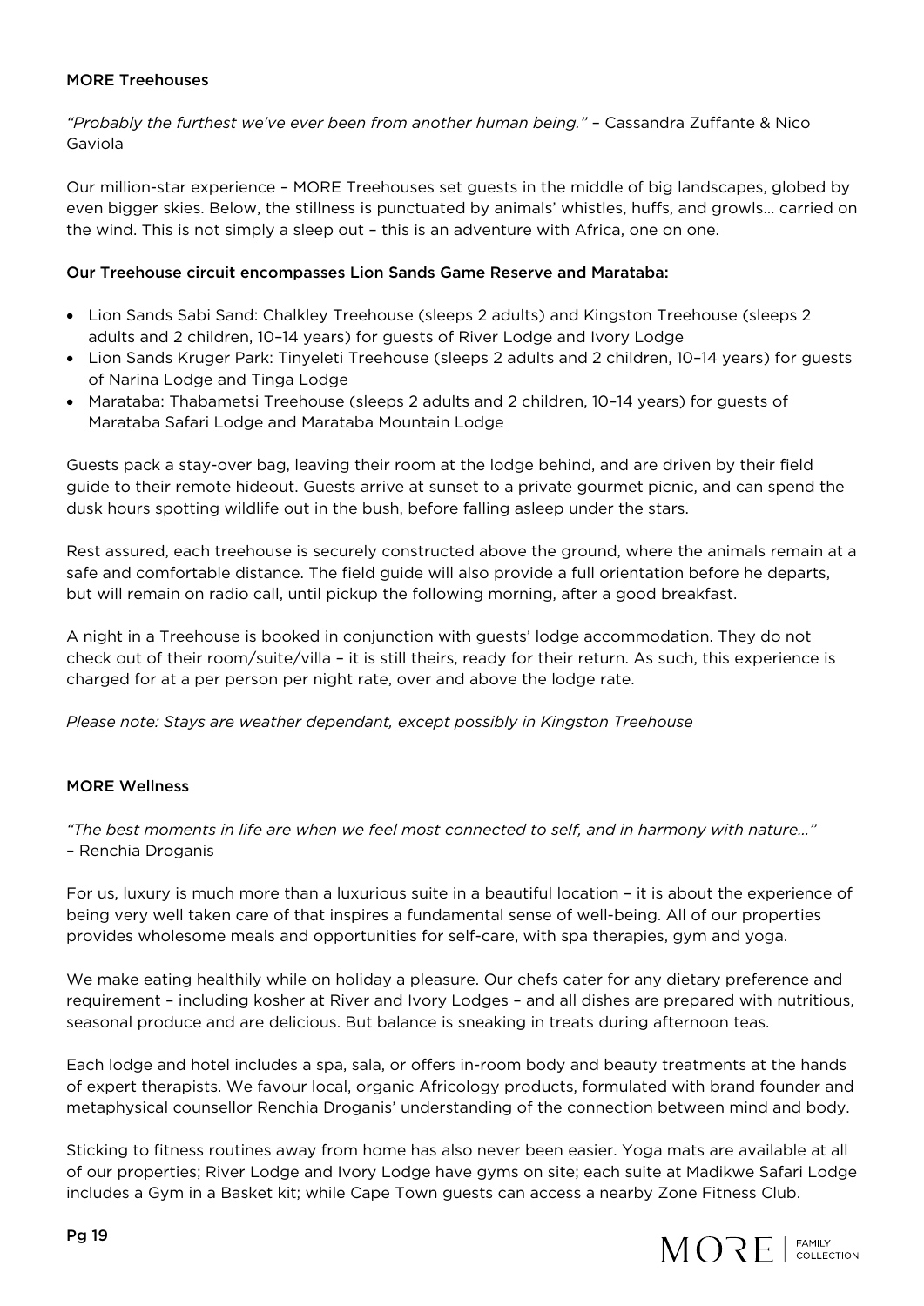**MORE Treehouses**

*"Probably the furthest we've ever been from another human being."* – Cassandra Zuffante & Nico Gaviola

Our million-star experience – MORE Treehouses set guests in the middle of big landscapes, globed by even bigger skies. Below, the stillness is punctuated by animals' whistles, huffs, and growls… carried on the wind. This is not simply a sleep out – this is an adventure with Africa, one on one.

**Our Treehouse circuit encompasses Lion Sands Game Reserve and Marataba:**

- Lion Sands Sabi Sand: Chalkley Treehouse (sleeps 2 adults) and Kingston Treehouse (sleeps 2 adults and 2 children, 10–14 years) for guests of River Lodge and Ivory Lodge
- Lion Sands Kruger Park: Tinyeleti Treehouse (sleeps 2 adults and 2 children, 10–14 years) for guests of Narina Lodge and Tinga Lodge
- Marataba: Thabametsi Treehouse (sleeps 2 adults and 2 children, 10–14 years) for guests of Marataba Safari Lodge and Marataba Mountain Lodge

Guests pack a stay-over bag, leaving their room at the lodge behind, and are driven by their field guide to their remote hideout. Guests arrive at sunset to a private gourmet picnic, and can spend the dusk hours spotting wildlife out in the bush, before falling asleep under the stars.

Rest assured, each treehouse is securely constructed above the ground, where the animals remain at a safe and comfortable distance. The field guide will also provide a full orientation before he departs, but will remain on radio call, until pickup the following morning, after a good breakfast.

A night in a Treehouse is booked in conjunction with guests' lodge accommodation. They do not check out of their room/suite/villa – it is still theirs, ready for their return. As such, this experience is charged for at a per person per night rate, over and above the lodge rate.

*Please note: Stays are weather dependant, except possibly in Kingston Treehouse*

**MORE Wellness**

*"The best moments in life are when we feel most connected to self, and in harmony with nature…"*
– Renchia Droganis

For us, luxury is much more than a luxurious suite in a beautiful location – it is about the experience of being very well taken care of that inspires a fundamental sense of well-being. All of our properties provides wholesome meals and opportunities for self-care, with spa therapies, gym and yoga.

We make eating healthily while on holiday a pleasure. Our chefs cater for any dietary preference and requirement – including kosher at River and Ivory Lodges – and all dishes are prepared with nutritious, seasonal produce and are delicious. But balance is sneaking in treats during afternoon teas.

Each lodge and hotel includes a spa, sala, or offers in-room body and beauty treatments at the hands of expert therapists. We favour local, organic Africology products, formulated with brand founder and metaphysical counsellor Renchia Droganis' understanding of the connection between mind and body.

Sticking to fitness routines away from home has also never been easier. Yoga mats are available at all of our properties; River Lodge and Ivory Lodge have gyms on site; each suite at Madikwe Safari Lodge includes a Gym in a Basket kit; while Cape Town guests can access a nearby Zone Fitness Club.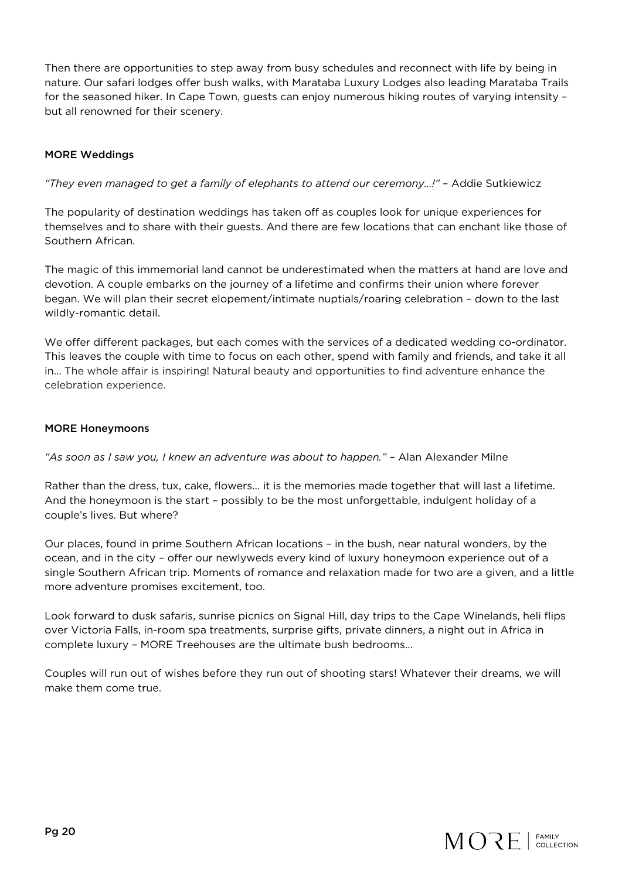Then there are opportunities to step away from busy schedules and reconnect with life by being in nature. Our safari lodges offer bush walks, with Marataba Luxury Lodges also leading Marataba Trails for the seasoned hiker. In Cape Town, guests can enjoy numerous hiking routes of varying intensity – but all renowned for their scenery.

## MORE Weddings

*"They even managed to get a family of elephants to attend our ceremony…!"* – Addie Sutkiewicz

The popularity of destination weddings has taken off as couples look for unique experiences for themselves and to share with their guests. And there are few locations that can enchant like those of Southern African.

The magic of this immemorial land cannot be underestimated when the matters at hand are love and devotion. A couple embarks on the journey of a lifetime and confirms their union where forever began. We will plan their secret elopement/intimate nuptials/roaring celebration – down to the last wildly-romantic detail.

We offer different packages, but each comes with the services of a dedicated wedding co-ordinator. This leaves the couple with time to focus on each other, spend with family and friends, and take it all in… The whole affair is inspiring! Natural beauty and opportunities to find adventure enhance the celebration experience.

## MORE Honeymoons

*"As soon as I saw you, I knew an adventure was about to happen."* – Alan Alexander Milne

Rather than the dress, tux, cake, flowers… it is the memories made together that will last a lifetime. And the honeymoon is the start – possibly to be the most unforgettable, indulgent holiday of a couple's lives. But where?

Our places, found in prime Southern African locations – in the bush, near natural wonders, by the ocean, and in the city – offer our newlyweds every kind of luxury honeymoon experience out of a single Southern African trip. Moments of romance and relaxation made for two are a given, and a little more adventure promises excitement, too.

Look forward to dusk safaris, sunrise picnics on Signal Hill, day trips to the Cape Winelands, heli flips over Victoria Falls, in-room spa treatments, surprise gifts, private dinners, a night out in Africa in complete luxury – MORE Treehouses are the ultimate bush bedrooms…

Couples will run out of wishes before they run out of shooting stars! Whatever their dreams, we will make them come true.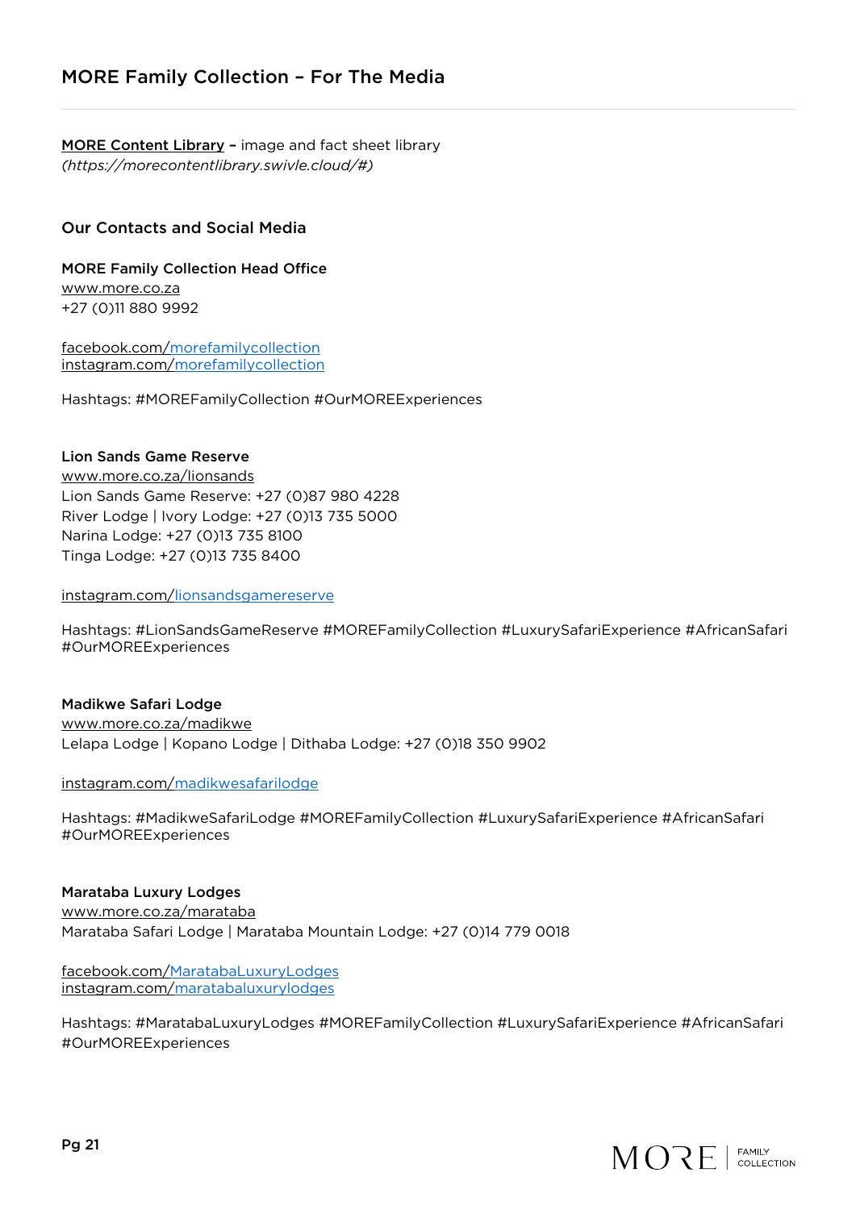## MORE Family Collection – For The Media

**MORE Content Library –** image and fact sheet library
*(https://morecontentlibrary.swivle.cloud/#)*

### Our Contacts and Social Media

**MORE Family Collection Head Office**
www.more.co.za
+27 (0)11 880 9992

facebook.com/morefamilycollection
instagram.com/morefamilycollection

Hashtags: #MOREFamilyCollection #OurMOREExperiences

**Lion Sands Game Reserve**
www.more.co.za/lionsands
Lion Sands Game Reserve: +27 (0)87 980 4228
River Lodge | Ivory Lodge: +27 (0)13 735 5000
Narina Lodge: +27 (0)13 735 8100
Tinga Lodge: +27 (0)13 735 8400

instagram.com/lionsandsgamereserve

Hashtags: #LionSandsGameReserve #MOREFamilyCollection #LuxurySafariExperience #AfricanSafari #OurMOREExperiences

**Madikwe Safari Lodge**
www.more.co.za/madikwe
Lelapa Lodge | Kopano Lodge | Dithaba Lodge: +27 (0)18 350 9902

instagram.com/madikwesafarilodge

Hashtags: #MadikweSafariLodge #MOREFamilyCollection #LuxurySafariExperience #AfricanSafari #OurMOREExperiences

**Marataba Luxury Lodges**
www.more.co.za/marataba
Marataba Safari Lodge | Marataba Mountain Lodge: +27 (0)14 779 0018

facebook.com/MaratabaLuxuryLodges
instagram.com/maratabaluxurylodges

Hashtags: #MaratabaLuxuryLodges #MOREFamilyCollection #LuxurySafariExperience #AfricanSafari #OurMOREExperiences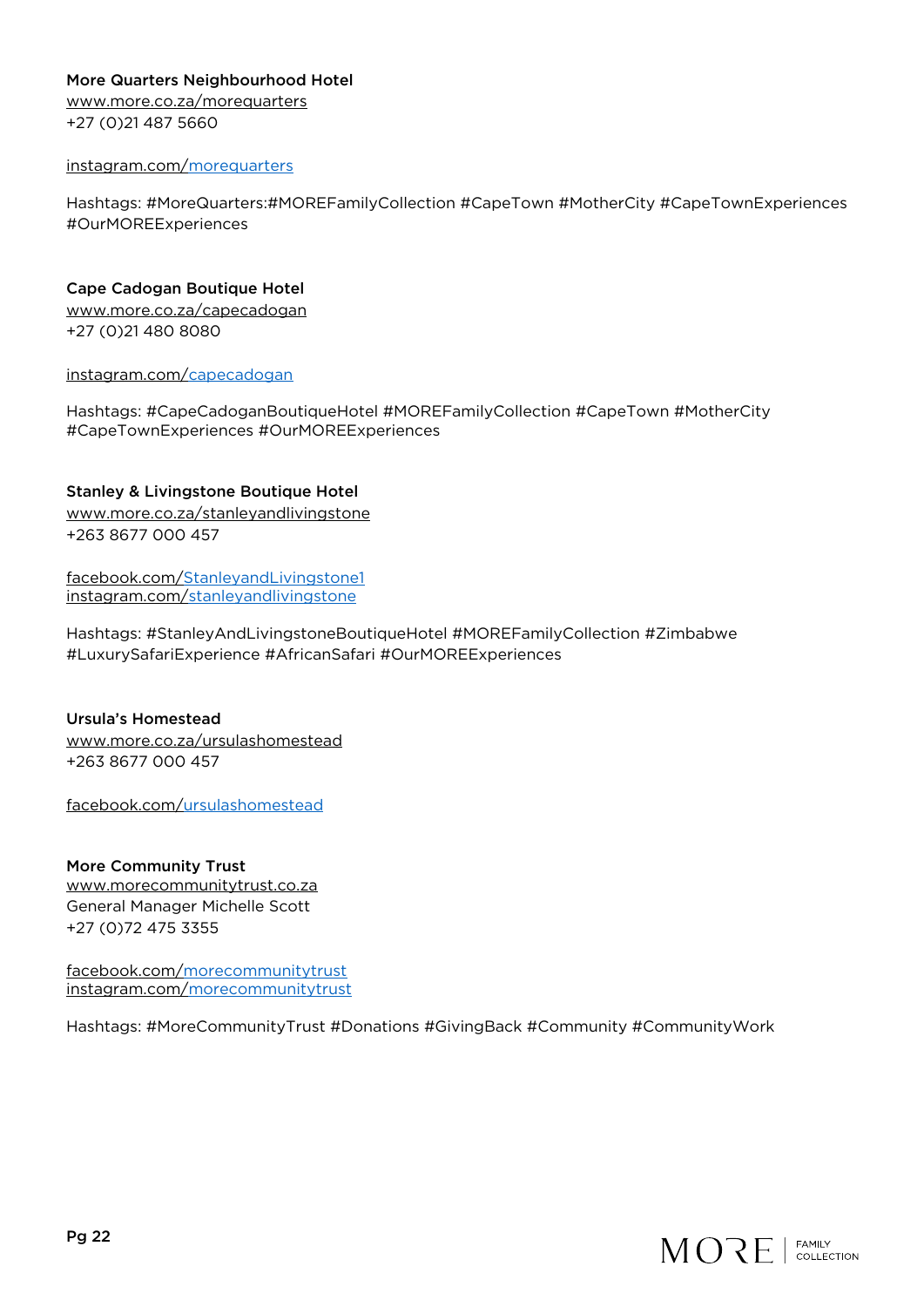**More Quarters Neighbourhood Hotel**
www.more.co.za/morequarters
+27 (0)21 487 5660

instagram.com/morequarters

Hashtags: #MoreQuarters:#MOREFamilyCollection #CapeTown #MotherCity #CapeTownExperiences #OurMOREExperiences

**Cape Cadogan Boutique Hotel**
www.more.co.za/capecadogan
+27 (0)21 480 8080

instagram.com/capecadogan

Hashtags: #CapeCadoganBoutiqueHotel #MOREFamilyCollection #CapeTown #MotherCity #CapeTownExperiences #OurMOREExperiences

**Stanley & Livingstone Boutique Hotel**
www.more.co.za/stanleyandlivingstone
+263 8677 000 457

facebook.com/StanleyandLivingstone1
instagram.com/stanleyandlivingstone

Hashtags: #StanleyAndLivingstoneBoutiqueHotel #MOREFamilyCollection #Zimbabwe #LuxurySafariExperience #AfricanSafari #OurMOREExperiences

**Ursula's Homestead**
www.more.co.za/ursulashomestead
+263 8677 000 457

facebook.com/ursulashomestead

**More Community Trust**
www.morecommunitytrust.co.za
General Manager Michelle Scott
+27 (0)72 475 3355

facebook.com/morecommunitytrust
instagram.com/morecommunitytrust

Hashtags: #MoreCommunityTrust #Donations #GivingBack #Community #CommunityWork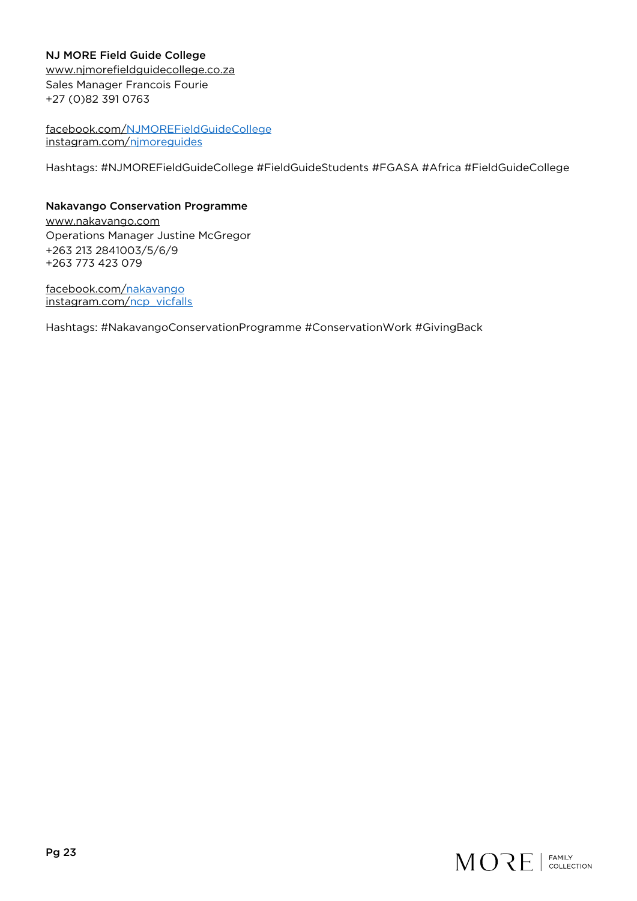**NJ MORE Field Guide College**
www.njmorefieldguidecollege.co.za
Sales Manager Francois Fourie
+27 (0)82 391 0763

facebook.com/NJMOREFieldGuideCollege
instagram.com/njmoreguides

Hashtags: #NJMOREFieldGuideCollege #FieldGuideStudents #FGASA #Africa #FieldGuideCollege

**Nakavango Conservation Programme**
www.nakavango.com
Operations Manager Justine McGregor
+263 213 2841003/5/6/9
+263 773 423 079

facebook.com/nakavango
instagram.com/ncp_vicfalls

Hashtags: #NakavangoConservationProgramme #ConservationWork #GivingBack